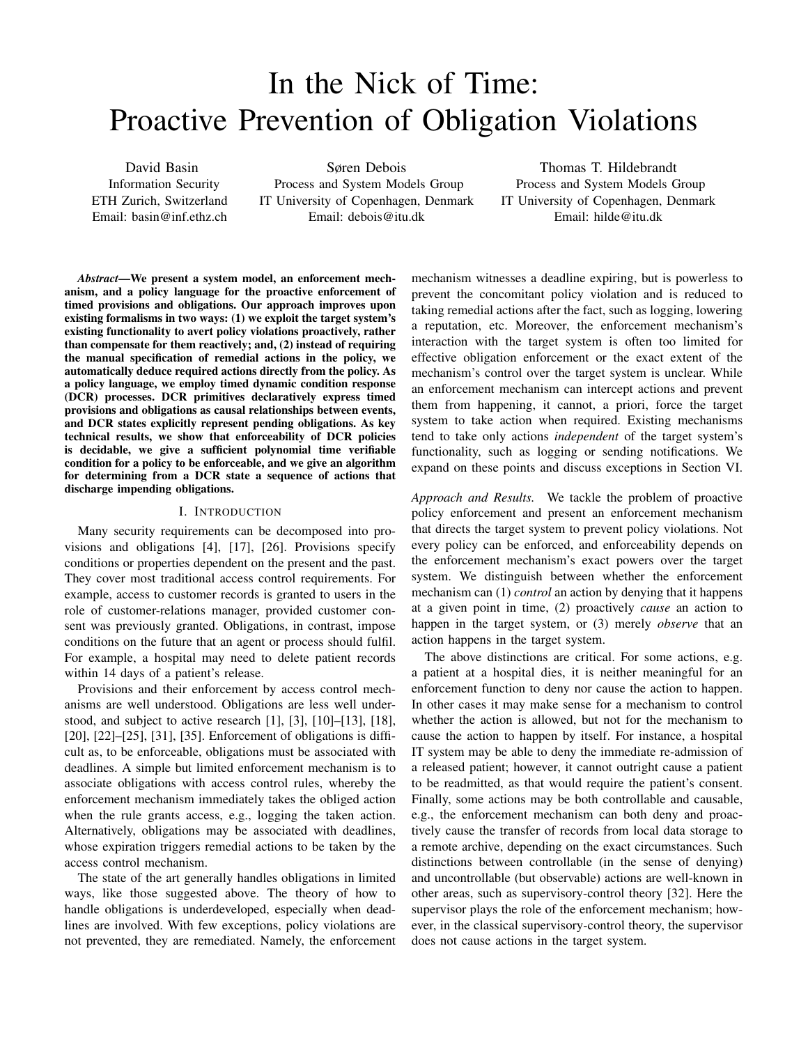# In the Nick of Time: Proactive Prevention of Obligation Violations

David Basin
Information Security
ETH Zurich, Switzerland
Email: basin@inf.ethz.ch

Søren Debois
Process and System Models Group
IT University of Copenhagen, Denmark
Email: debois@itu.dk

Thomas T. Hildebrandt
Process and System Models Group
IT University of Copenhagen, Denmark
Email: hilde@itu.dk

***Abstract*—We present a system model, an enforcement mechanism, and a policy language for the proactive enforcement of timed provisions and obligations. Our approach improves upon existing formalisms in two ways: (1) we exploit the target system's existing functionality to avert policy violations proactively, rather than compensate for them reactively; and, (2) instead of requiring the manual specification of remedial actions in the policy, we automatically deduce required actions directly from the policy. As a policy language, we employ timed dynamic condition response (DCR) processes. DCR primitives declaratively express timed provisions and obligations as causal relationships between events, and DCR states explicitly represent pending obligations. As key technical results, we show that enforceability of DCR policies is decidable, we give a sufficient polynomial time verifiable condition for a policy to be enforceable, and we give an algorithm for determining from a DCR state a sequence of actions that discharge impending obligations.**

## I. Introduction

Many security requirements can be decomposed into provisions and obligations [4], [17], [26]. Provisions specify conditions or properties dependent on the present and the past. They cover most traditional access control requirements. For example, access to customer records is granted to users in the role of customer-relations manager, provided customer consent was previously granted. Obligations, in contrast, impose conditions on the future that an agent or process should fulfil. For example, a hospital may need to delete patient records within 14 days of a patient's release.

Provisions and their enforcement by access control mechanisms are well understood. Obligations are less well understood, and subject to active research [1], [3], [10]–[13], [18], [20], [22]–[25], [31], [35]. Enforcement of obligations is difficult as, to be enforceable, obligations must be associated with deadlines. A simple but limited enforcement mechanism is to associate obligations with access control rules, whereby the enforcement mechanism immediately takes the obliged action when the rule grants access, e.g., logging the taken action. Alternatively, obligations may be associated with deadlines, whose expiration triggers remedial actions to be taken by the access control mechanism.

The state of the art generally handles obligations in limited ways, like those suggested above. The theory of how to handle obligations is underdeveloped, especially when deadlines are involved. With few exceptions, policy violations are not prevented, they are remediated. Namely, the enforcement mechanism witnesses a deadline expiring, but is powerless to prevent the concomitant policy violation and is reduced to taking remedial actions after the fact, such as logging, lowering a reputation, etc. Moreover, the enforcement mechanism's interaction with the target system is often too limited for effective obligation enforcement or the exact extent of the mechanism's control over the target system is unclear. While an enforcement mechanism can intercept actions and prevent them from happening, it cannot, a priori, force the target system to take action when required. Existing mechanisms tend to take only actions *independent* of the target system's functionality, such as logging or sending notifications. We expand on these points and discuss exceptions in Section VI.

*Approach and Results.* We tackle the problem of proactive policy enforcement and present an enforcement mechanism that directs the target system to prevent policy violations. Not every policy can be enforced, and enforceability depends on the enforcement mechanism's exact powers over the target system. We distinguish between whether the enforcement mechanism can (1) *control* an action by denying that it happens at a given point in time, (2) proactively *cause* an action to happen in the target system, or (3) merely *observe* that an action happens in the target system.

The above distinctions are critical. For some actions, e.g. a patient at a hospital dies, it is neither meaningful for an enforcement function to deny nor cause the action to happen. In other cases it may make sense for a mechanism to control whether the action is allowed, but not for the mechanism to cause the action to happen by itself. For instance, a hospital IT system may be able to deny the immediate re-admission of a released patient; however, it cannot outright cause a patient to be readmitted, as that would require the patient's consent. Finally, some actions may be both controllable and causable, e.g., the enforcement mechanism can both deny and proactively cause the transfer of records from local data storage to a remote archive, depending on the exact circumstances. Such distinctions between controllable (in the sense of denying) and uncontrollable (but observable) actions are well-known in other areas, such as supervisory-control theory [32]. Here the supervisor plays the role of the enforcement mechanism; however, in the classical supervisory-control theory, the supervisor does not cause actions in the target system.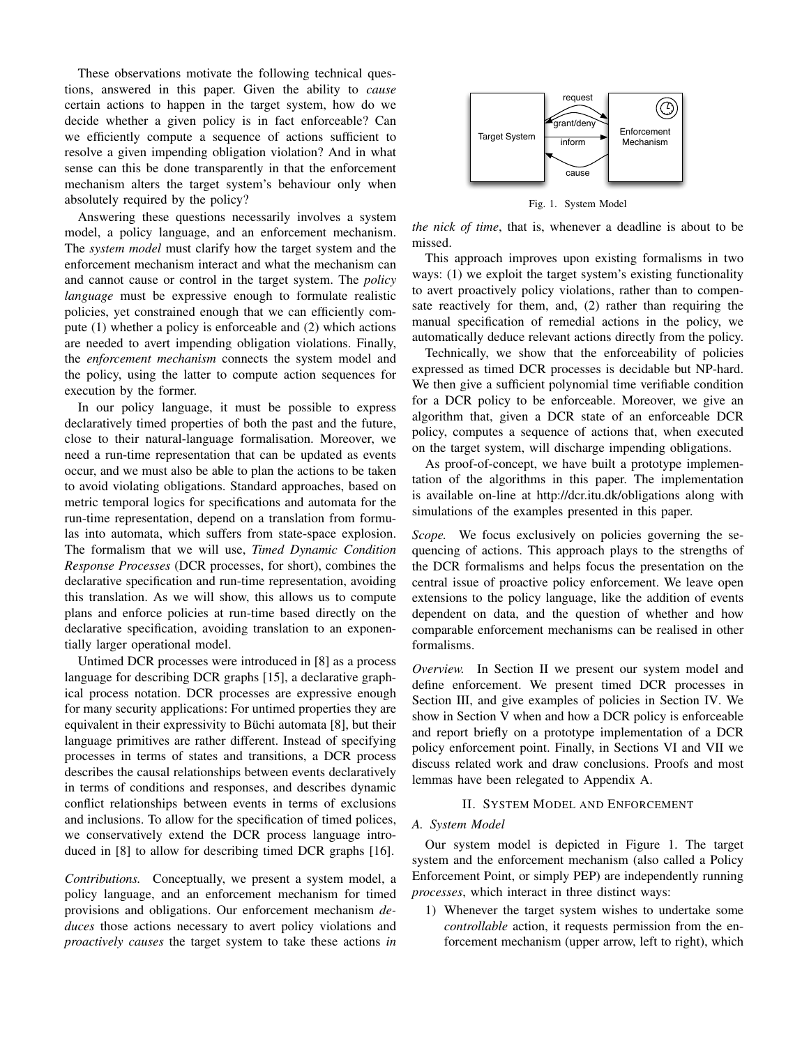These observations motivate the following technical questions, answered in this paper. Given the ability to *cause* certain actions to happen in the target system, how do we decide whether a given policy is in fact enforceable? Can we efficiently compute a sequence of actions sufficient to resolve a given impending obligation violation? And in what sense can this be done transparently in that the enforcement mechanism alters the target system's behaviour only when absolutely required by the policy?

Answering these questions necessarily involves a system model, a policy language, and an enforcement mechanism. The *system model* must clarify how the target system and the enforcement mechanism interact and what the mechanism can and cannot cause or control in the target system. The *policy language* must be expressive enough to formulate realistic policies, yet constrained enough that we can efficiently compute (1) whether a policy is enforceable and (2) which actions are needed to avert impending obligation violations. Finally, the *enforcement mechanism* connects the system model and the policy, using the latter to compute action sequences for execution by the former.

In our policy language, it must be possible to express declaratively timed properties of both the past and the future, close to their natural-language formalisation. Moreover, we need a run-time representation that can be updated as events occur, and we must also be able to plan the actions to be taken to avoid violating obligations. Standard approaches, based on metric temporal logics for specifications and automata for the run-time representation, depend on a translation from formulas into automata, which suffers from state-space explosion. The formalism that we will use, *Timed Dynamic Condition Response Processes* (DCR processes, for short), combines the declarative specification and run-time representation, avoiding this translation. As we will show, this allows us to compute plans and enforce policies at run-time based directly on the declarative specification, avoiding translation to an exponentially larger operational model.

Untimed DCR processes were introduced in [8] as a process language for describing DCR graphs [15], a declarative graphical process notation. DCR processes are expressive enough for many security applications: For untimed properties they are equivalent in their expressivity to Büchi automata [8], but their language primitives are rather different. Instead of specifying processes in terms of states and transitions, a DCR process describes the causal relationships between events declaratively in terms of conditions and responses, and describes dynamic conflict relationships between events in terms of exclusions and inclusions. To allow for the specification of timed polices, we conservatively extend the DCR process language introduced in [8] to allow for describing timed DCR graphs [16].

*Contributions.* Conceptually, we present a system model, a policy language, and an enforcement mechanism for timed provisions and obligations. Our enforcement mechanism *deduces* those actions necessary to avert policy violations and *proactively causes* the target system to take these actions *in the nick of time*, that is, whenever a deadline is about to be missed.

Fig. 1. System Model

This approach improves upon existing formalisms in two ways: (1) we exploit the target system's existing functionality to avert proactively policy violations, rather than to compensate reactively for them, and, (2) rather than requiring the manual specification of remedial actions in the policy, we automatically deduce relevant actions directly from the policy.

Technically, we show that the enforceability of policies expressed as timed DCR processes is decidable but NP-hard. We then give a sufficient polynomial time verifiable condition for a DCR policy to be enforceable. Moreover, we give an algorithm that, given a DCR state of an enforceable DCR policy, computes a sequence of actions that, when executed on the target system, will discharge impending obligations.

As proof-of-concept, we have built a prototype implementation of the algorithms in this paper. The implementation is available on-line at http://dcr.itu.dk/obligations along with simulations of the examples presented in this paper.

*Scope.* We focus exclusively on policies governing the sequencing of actions. This approach plays to the strengths of the DCR formalisms and helps focus the presentation on the central issue of proactive policy enforcement. We leave open extensions to the policy language, like the addition of events dependent on data, and the question of whether and how comparable enforcement mechanisms can be realised in other formalisms.

*Overview.* In Section II we present our system model and define enforcement. We present timed DCR processes in Section III, and give examples of policies in Section IV. We show in Section V when and how a DCR policy is enforceable and report briefly on a prototype implementation of a DCR policy enforcement point. Finally, in Sections VI and VII we discuss related work and draw conclusions. Proofs and most lemmas have been relegated to Appendix A.

## II. System Model and Enforcement

### A. System Model

Our system model is depicted in Figure 1. The target system and the enforcement mechanism (also called a Policy Enforcement Point, or simply PEP) are independently running *processes*, which interact in three distinct ways:

1) Whenever the target system wishes to undertake some *controllable* action, it requests permission from the enforcement mechanism (upper arrow, left to right), which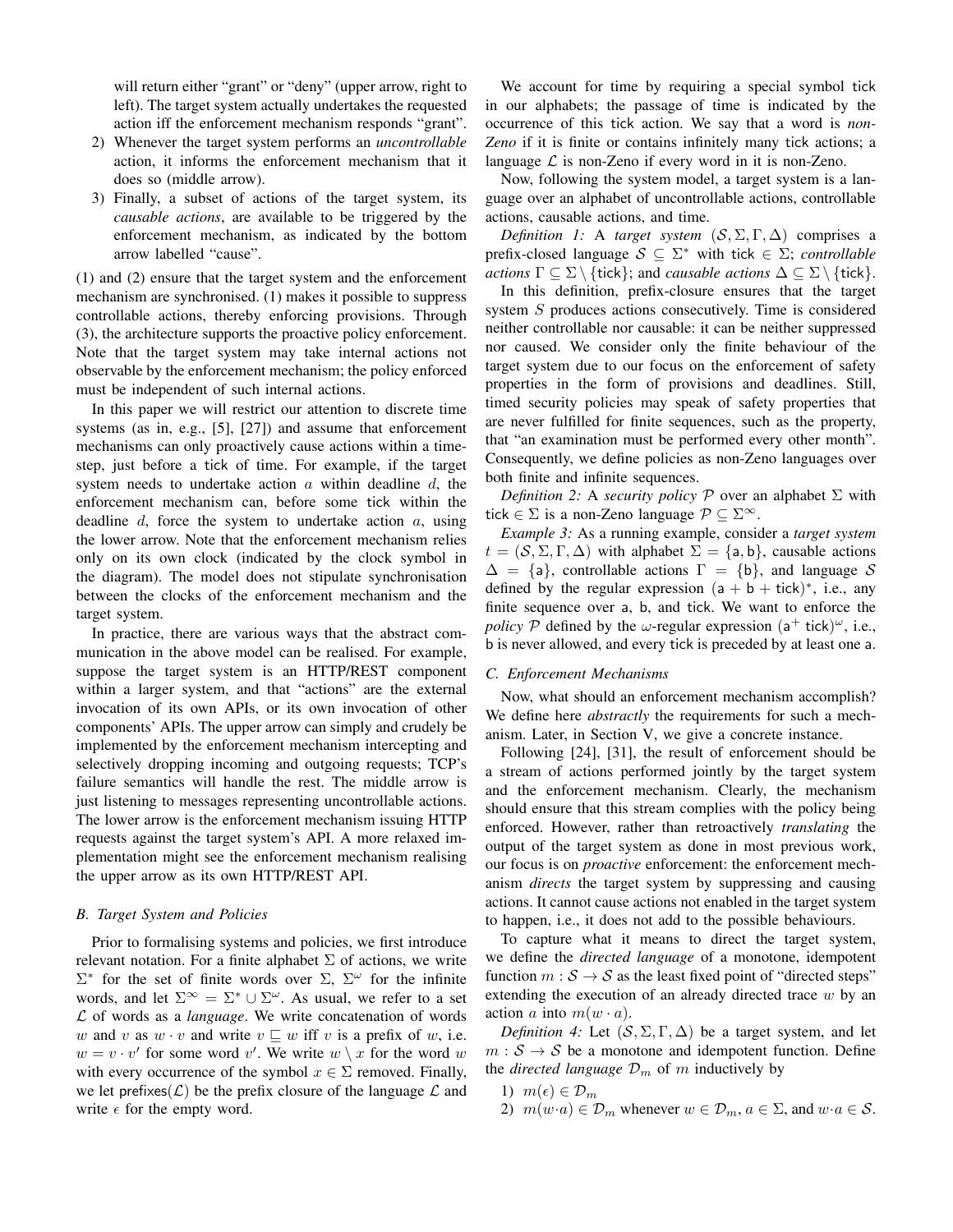will return either "grant" or "deny" (upper arrow, right to left). The target system actually undertakes the requested action iff the enforcement mechanism responds "grant".

2) Whenever the target system performs an *uncontrollable* action, it informs the enforcement mechanism that it does so (middle arrow).
3) Finally, a subset of actions of the target system, its *causable actions*, are available to be triggered by the enforcement mechanism, as indicated by the bottom arrow labelled "cause".

(1) and (2) ensure that the target system and the enforcement mechanism are synchronised. (1) makes it possible to suppress controllable actions, thereby enforcing provisions. Through (3), the architecture supports the proactive policy enforcement. Note that the target system may take internal actions not observable by the enforcement mechanism; the policy enforced must be independent of such internal actions.

In this paper we will restrict our attention to discrete time systems (as in, e.g., [5], [27]) and assume that enforcement mechanisms can only proactively cause actions within a time-step, just before a tick of time. For example, if the target system needs to undertake action $a$ within deadline $d$, the enforcement mechanism can, before some tick within the deadline $d$, force the system to undertake action $a$, using the lower arrow. Note that the enforcement mechanism relies only on its own clock (indicated by the clock symbol in the diagram). The model does not stipulate synchronisation between the clocks of the enforcement mechanism and the target system.

In practice, there are various ways that the abstract communication in the above model can be realised. For example, suppose the target system is an HTTP/REST component within a larger system, and that "actions" are the external invocation of its own APIs, or its own invocation of other components' APIs. The upper arrow can simply and crudely be implemented by the enforcement mechanism intercepting and selectively dropping incoming and outgoing requests; TCP's failure semantics will handle the rest. The middle arrow is just listening to messages representing uncontrollable actions. The lower arrow is the enforcement mechanism issuing HTTP requests against the target system's API. A more relaxed implementation might see the enforcement mechanism realising the upper arrow as its own HTTP/REST API.

### B. Target System and Policies

Prior to formalising systems and policies, we first introduce relevant notation. For a finite alphabet $\Sigma$ of actions, we write $\Sigma^*$ for the set of finite words over $\Sigma$, $\Sigma^\omega$ for the infinite words, and let $\Sigma^\infty = \Sigma^* \cup \Sigma^\omega$. As usual, we refer to a set $\mathcal{L}$ of words as a *language*. We write concatenation of words $w$ and $v$ as $w \cdot v$ and write $v \sqsubseteq w$ iff $v$ is a prefix of $w$, i.e. $w = v \cdot v'$ for some word $v'$. We write $w \setminus x$ for the word $w$ with every occurrence of the symbol $x \in \Sigma$ removed. Finally, we let $\mathsf{prefixes}(\mathcal{L})$ be the prefix closure of the language $\mathcal{L}$ and write $\epsilon$ for the empty word.

We account for time by requiring a special symbol $\mathsf{tick}$ in our alphabets; the passage of time is indicated by the occurrence of this $\mathsf{tick}$ action. We say that a word is *non-Zeno* if it is finite or contains infinitely many $\mathsf{tick}$ actions; a language $\mathcal{L}$ is non-Zeno if every word in it is non-Zeno.

Now, following the system model, a target system is a language over an alphabet of uncontrollable actions, controllable actions, causable actions, and time.

*Definition 1:* A *target system* $(\mathcal{S}, \Sigma, \Gamma, \Delta)$ comprises a prefix-closed language $\mathcal{S} \subseteq \Sigma^*$ with $\mathsf{tick} \in \Sigma$; *controllable actions* $\Gamma \subseteq \Sigma \setminus \{\mathsf{tick}\}$; and *causable actions* $\Delta \subseteq \Sigma \setminus \{\mathsf{tick}\}$.

In this definition, prefix-closure ensures that the target system $S$ produces actions consecutively. Time is considered neither controllable nor causable: it can be neither suppressed nor caused. We consider only the finite behaviour of the target system due to our focus on the enforcement of safety properties in the form of provisions and deadlines. Still, timed security policies may speak of safety properties that are never fulfilled for finite sequences, such as the property, that "an examination must be performed every other month". Consequently, we define policies as non-Zeno languages over both finite and infinite sequences.

*Definition 2:* A *security policy* $\mathcal{P}$ over an alphabet $\Sigma$ with $\mathsf{tick} \in \Sigma$ is a non-Zeno language $\mathcal{P} \subseteq \Sigma^\infty$.

*Example 3:* As a running example, consider a *target system* $t = (\mathcal{S}, \Sigma, \Gamma, \Delta)$ with alphabet $\Sigma = \{\mathsf{a}, \mathsf{b}\}$, causable actions $\Delta = \{\mathsf{a}\}$, controllable actions $\Gamma = \{\mathsf{b}\}$, and language $\mathcal{S}$ defined by the regular expression $(\mathsf{a} + \mathsf{b} + \mathsf{tick})^*$, i.e., any finite sequence over a, b, and tick. We want to enforce the *policy* $\mathcal{P}$ defined by the $\omega$-regular expression $(\mathsf{a}^+\ \mathsf{tick})^\omega$, i.e., b is never allowed, and every tick is preceded by at least one a.

### C. Enforcement Mechanisms

Now, what should an enforcement mechanism accomplish? We define here *abstractly* the requirements for such a mechanism. Later, in Section V, we give a concrete instance.

Following [24], [31], the result of enforcement should be a stream of actions performed jointly by the target system and the enforcement mechanism. Clearly, the mechanism should ensure that this stream complies with the policy being enforced. However, rather than retroactively *translating* the output of the target system as done in most previous work, our focus is on *proactive* enforcement: the enforcement mechanism *directs* the target system by suppressing and causing actions. It cannot cause actions not enabled in the target system to happen, i.e., it does not add to the possible behaviours.

To capture what it means to direct the target system, we define the *directed language* of a monotone, idempotent function $m : \mathcal{S} \to \mathcal{S}$ as the least fixed point of "directed steps" extending the execution of an already directed trace $w$ by an action $a$ into $m(w \cdot a)$.

*Definition 4:* Let $(\mathcal{S}, \Sigma, \Gamma, \Delta)$ be a target system, and let $m : \mathcal{S} \to \mathcal{S}$ be a monotone and idempotent function. Define the *directed language* $\mathcal{D}_m$ of $m$ inductively by

1) $m(\epsilon) \in \mathcal{D}_m$
2) $m(w \cdot a) \in \mathcal{D}_m$ whenever $w \in \mathcal{D}_m$, $a \in \Sigma$, and $w \cdot a \in \mathcal{S}$.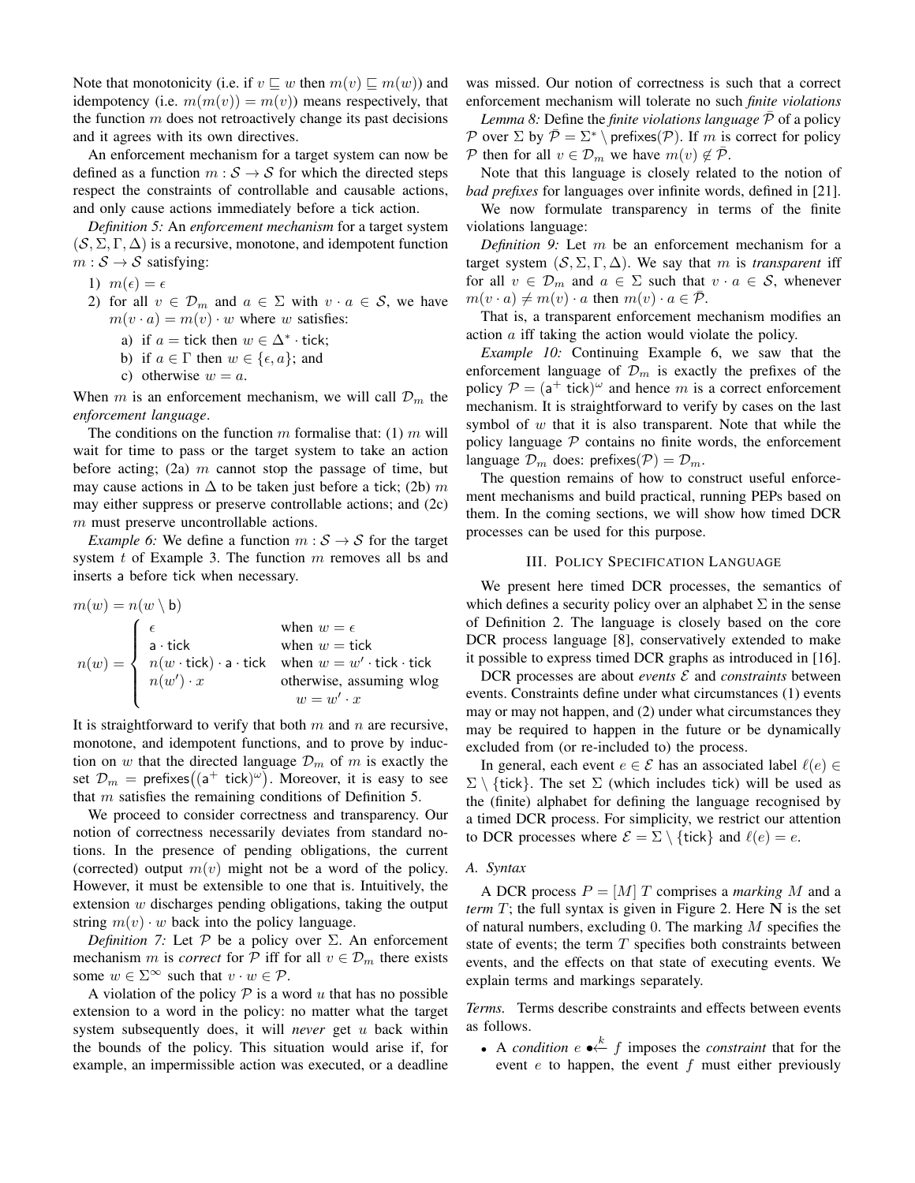Note that monotonicity (i.e. if $v \sqsubseteq w$ then $m(v) \sqsubseteq m(w)$) and idempotency (i.e. $m(m(v)) = m(v)$) means respectively, that the function $m$ does not retroactively change its past decisions and it agrees with its own directives.

An enforcement mechanism for a target system can now be defined as a function $m : \mathcal{S} \to \mathcal{S}$ for which the directed steps respect the constraints of controllable and causable actions, and only cause actions immediately before a tick action.

*Definition 5:* An *enforcement mechanism* for a target system $(\mathcal{S}, \Sigma, \Gamma, \Delta)$ is a recursive, monotone, and idempotent function $m : \mathcal{S} \to \mathcal{S}$ satisfying:

1) $m(\epsilon) = \epsilon$
2) for all $v \in \mathcal{D}_m$ and $a \in \Sigma$ with $v \cdot a \in \mathcal{S}$, we have $m(v \cdot a) = m(v) \cdot w$ where $w$ satisfies:
   a) if $a = \mathsf{tick}$ then $w \in \Delta^* \cdot \mathsf{tick}$;
   b) if $a \in \Gamma$ then $w \in \{\epsilon, a\}$; and
   c) otherwise $w = a$.

When $m$ is an enforcement mechanism, we will call $\mathcal{D}_m$ the *enforcement language*.

The conditions on the function $m$ formalise that: (1) $m$ will wait for time to pass or the target system to take an action before acting; (2a) $m$ cannot stop the passage of time, but may cause actions in $\Delta$ to be taken just before a tick; (2b) $m$ may either suppress or preserve controllable actions; and (2c) $m$ must preserve uncontrollable actions.

*Example 6:* We define a function $m : \mathcal{S} \to \mathcal{S}$ for the target system $t$ of Example 3. The function $m$ removes all bs and inserts a before tick when necessary.

$$m(w) = n(w \setminus \mathsf{b})$$

$$n(w) = \begin{cases} \epsilon & \text{when } w = \epsilon \\ \mathsf{a} \cdot \mathsf{tick} & \text{when } w = \mathsf{tick} \\ n(w \cdot \mathsf{tick}) \cdot \mathsf{a} \cdot \mathsf{tick} & \text{when } w = w' \cdot \mathsf{tick} \cdot \mathsf{tick} \\ n(w') \cdot x & \text{otherwise, assuming wlog } w = w' \cdot x \end{cases}$$

It is straightforward to verify that both $m$ and $n$ are recursive, monotone, and idempotent functions, and to prove by induction on $w$ that the directed language $\mathcal{D}_m$ of $m$ is exactly the set $\mathcal{D}_m = \mathsf{prefixes}\big((\mathsf{a}^+ \ \mathsf{tick})^\omega\big)$. Moreover, it is easy to see that $m$ satisfies the remaining conditions of Definition 5.

We proceed to consider correctness and transparency. Our notion of correctness necessarily deviates from standard notions. In the presence of pending obligations, the current (corrected) output $m(v)$ might not be a word of the policy. However, it must be extensible to one that is. Intuitively, the extension $w$ discharges pending obligations, taking the output string $m(v) \cdot w$ back into the policy language.

*Definition 7:* Let $\mathcal{P}$ be a policy over $\Sigma$. An enforcement mechanism $m$ is *correct* for $\mathcal{P}$ iff for all $v \in \mathcal{D}_m$ there exists some $w \in \Sigma^\infty$ such that $v \cdot w \in \mathcal{P}$.

A violation of the policy $\mathcal{P}$ is a word $u$ that has no possible extension to a word in the policy: no matter what the target system subsequently does, it will *never* get $u$ back within the bounds of the policy. This situation would arise if, for example, an impermissible action was executed, or a deadline was missed. Our notion of correctness is such that a correct enforcement mechanism will tolerate no such *finite violations*

*Lemma 8:* Define the *finite violations language* $\bar{\mathcal{P}}$ of a policy $\mathcal{P}$ over $\Sigma$ by $\bar{\mathcal{P}} = \Sigma^* \setminus \mathsf{prefixes}(\mathcal{P})$. If $m$ is correct for policy $\mathcal{P}$ then for all $v \in \mathcal{D}_m$ we have $m(v) \notin \bar{\mathcal{P}}$.

Note that this language is closely related to the notion of *bad prefixes* for languages over infinite words, defined in [21].

We now formulate transparency in terms of the finite violations language:

*Definition 9:* Let $m$ be an enforcement mechanism for a target system $(\mathcal{S}, \Sigma, \Gamma, \Delta)$. We say that $m$ is *transparent* iff for all $v \in \mathcal{D}_m$ and $a \in \Sigma$ such that $v \cdot a \in \mathcal{S}$, whenever $m(v \cdot a) \neq m(v) \cdot a$ then $m(v) \cdot a \in \bar{\mathcal{P}}$.

That is, a transparent enforcement mechanism modifies an action $a$ iff taking the action would violate the policy.

*Example 10:* Continuing Example 6, we saw that the enforcement language of $\mathcal{D}_m$ is exactly the prefixes of the policy $\mathcal{P} = (\mathsf{a}^+ \ \mathsf{tick})^\omega$ and hence $m$ is a correct enforcement mechanism. It is straightforward to verify by cases on the last symbol of $w$ that it is also transparent. Note that while the policy language $\mathcal{P}$ contains no finite words, the enforcement language $\mathcal{D}_m$ does: $\mathsf{prefixes}(\mathcal{P}) = \mathcal{D}_m$.

The question remains of how to construct useful enforcement mechanisms and build practical, running PEPs based on them. In the coming sections, we will show how timed DCR processes can be used for this purpose.

## III. Policy Specification Language

We present here timed DCR processes, the semantics of which defines a security policy over an alphabet $\Sigma$ in the sense of Definition 2. The language is closely based on the core DCR process language [8], conservatively extended to make it possible to express timed DCR graphs as introduced in [16].

DCR processes are about *events* $\mathcal{E}$ and *constraints* between events. Constraints define under what circumstances (1) events may or may not happen, and (2) under what circumstances they may be required to happen in the future or be dynamically excluded from (or re-included to) the process.

In general, each event $e \in \mathcal{E}$ has an associated label $\ell(e) \in \Sigma \setminus \{\mathsf{tick}\}$. The set $\Sigma$ (which includes tick) will be used as the (finite) alphabet for defining the language recognised by a timed DCR process. For simplicity, we restrict our attention to DCR processes where $\mathcal{E} = \Sigma \setminus \{\mathsf{tick}\}$ and $\ell(e) = e$.

### A. Syntax

A DCR process $P = [M] \ T$ comprises a *marking* $M$ and a *term* $T$; the full syntax is given in Figure 2. Here $\mathbf{N}$ is the set of natural numbers, excluding 0. The marking $M$ specifies the state of events; the term $T$ specifies both constraints between events, and the effects on that state of executing events. We explain terms and markings separately.

*Terms.* Terms describe constraints and effects between events as follows.

- A *condition* $e \bullet\!\xleftarrow{k} f$ imposes the *constraint* that for the event $e$ to happen, the event $f$ must either previously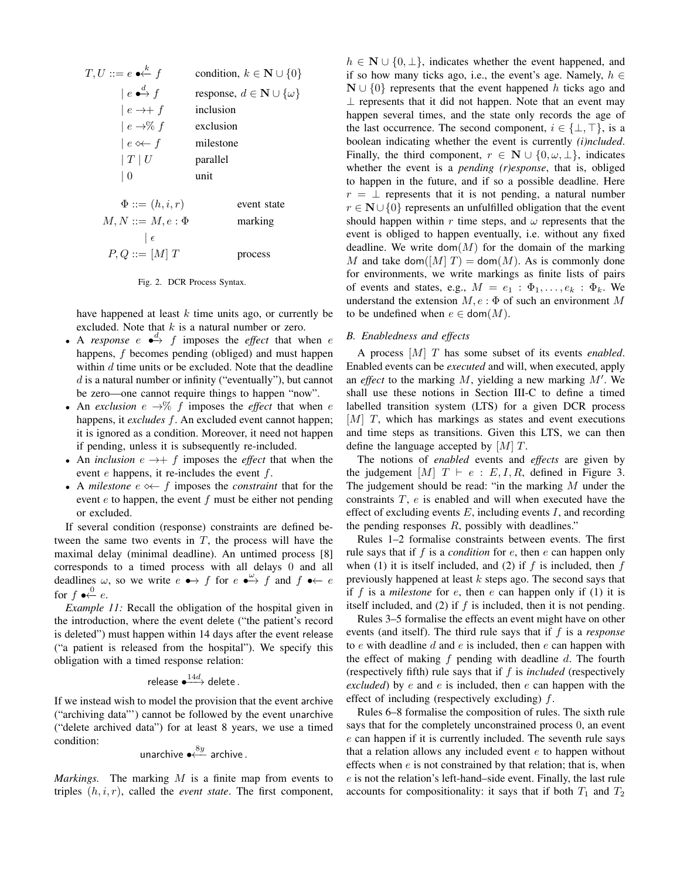$$
\begin{aligned}
T, U ::= {} & e \bullet\!\!\xleftarrow{k} f && \text{condition, } k \in \mathbf{N} \cup \{0\} \\
| \ & e \bullet\!\!\xrightarrow{d} f && \text{response, } d \in \mathbf{N} \cup \{\omega\} \\
| \ & e \rightarrow\!+ f && \text{inclusion} \\
| \ & e \rightarrow\!\% f && \text{exclusion} \\
| \ & e \diamond\!\!\leftarrow f && \text{milestone} \\
| \ & T \mid U && \text{parallel} \\
| \ & 0 && \text{unit}
\end{aligned}
$$

$$
\begin{aligned}
\Phi & ::= (h, i, r) && \text{event state} \\
M, N & ::= M, e : \Phi && \text{marking} \\
& \quad | \ \epsilon \\
P, Q & ::= [M]\ T && \text{process}
\end{aligned}
$$

Fig. 2. DCR Process Syntax.

have happened at least $k$ time units ago, or currently be excluded. Note that $k$ is a natural number or zero.

- A *response* $e \bullet\!\!\xrightarrow{d} f$ imposes the *effect* that when $e$ happens, $f$ becomes pending (obliged) and must happen within $d$ time units or be excluded. Note that the deadline $d$ is a natural number or infinity ("eventually"), but cannot be zero—one cannot require things to happen "now".
- An *exclusion* $e \rightarrow\!\% f$ imposes the *effect* that when $e$ happens, it *excludes* $f$. An excluded event cannot happen; it is ignored as a condition. Moreover, it need not happen if pending, unless it is subsequently re-included.
- An *inclusion* $e \rightarrow\!+ f$ imposes the *effect* that when the event $e$ happens, it re-includes the event $f$.
- A *milestone* $e \diamond\!\!\leftarrow f$ imposes the *constraint* that for the event $e$ to happen, the event $f$ must be either not pending or excluded.

If several condition (response) constraints are defined between the same two events in $T$, the process will have the maximal delay (minimal deadline). An untimed process [8] corresponds to a timed process with all delays 0 and all deadlines $\omega$, so we write $e \bullet\!\!\rightarrow f$ for $e \bullet\!\!\xrightarrow{\omega} f$ and $f \bullet\!\!\leftarrow e$ for $f \bullet\!\!\xleftarrow{0} e$.

*Example 11:* Recall the obligation of the hospital given in the introduction, where the event delete ("the patient's record is deleted") must happen within 14 days after the event release ("a patient is released from the hospital"). We specify this obligation with a timed response relation:

$$\mathsf{release} \bullet\!\!\xrightarrow{14d} \mathsf{delete}\,.$$

If we instead wish to model the provision that the event archive ("archiving data"') cannot be followed by the event unarchive ("delete archived data") for at least 8 years, we use a timed condition:

$$\mathsf{unarchive} \bullet\!\!\xleftarrow{8y} \mathsf{archive}\,.$$

*Markings.* The marking $M$ is a finite map from events to triples $(h, i, r)$, called the *event state*. The first component, $h \in \mathbf{N} \cup \{0, \bot\}$, indicates whether the event happened, and if so how many ticks ago, i.e., the event's age. Namely, $h \in \mathbf{N} \cup \{0\}$ represents that the event happened $h$ ticks ago and $\bot$ represents that it did not happen. Note that an event may happen several times, and the state only records the age of the last occurrence. The second component, $i \in \{\bot, \top\}$, is a boolean indicating whether the event is currently *(i)ncluded*. Finally, the third component, $r \in \mathbf{N} \cup \{0, \omega, \bot\}$, indicates whether the event is a *pending (r)esponse*, that is, obliged to happen in the future, and if so a possible deadline. Here $r = \bot$ represents that it is not pending, a natural number $r \in \mathbf{N} \cup \{0\}$ represents an unfulfilled obligation that the event should happen within $r$ time steps, and $\omega$ represents that the event is obliged to happen eventually, i.e. without any fixed deadline. We write $\mathsf{dom}(M)$ for the domain of the marking $M$ and take $\mathsf{dom}([M]\ T) = \mathsf{dom}(M)$. As is commonly done for environments, we write markings as finite lists of pairs of events and states, e.g., $M = e_1 : \Phi_1, \ldots, e_k : \Phi_k$. We understand the extension $M, e : \Phi$ of such an environment $M$ to be undefined when $e \in \mathsf{dom}(M)$.

### B. Enabledness and effects

A process $[M]\ T$ has some subset of its events *enabled*. Enabled events can be *executed* and will, when executed, apply an *effect* to the marking $M$, yielding a new marking $M'$. We shall use these notions in Section III-C to define a timed labelled transition system (LTS) for a given DCR process $[M]\ T$, which has markings as states and event executions and time steps as transitions. Given this LTS, we can then define the language accepted by $[M]\ T$.

The notions of *enabled* events and *effects* are given by the judgement $[M]\ T \vdash e : E, I, R$, defined in Figure 3. The judgement should be read: "in the marking $M$ under the constraints $T$, $e$ is enabled and will when executed have the effect of excluding events $E$, including events $I$, and recording the pending responses $R$, possibly with deadlines."

Rules 1–2 formalise constraints between events. The first rule says that if $f$ is a *condition* for $e$, then $e$ can happen only when (1) it is itself included, and (2) if $f$ is included, then $f$ previously happened at least $k$ steps ago. The second says that if $f$ is a *milestone* for $e$, then $e$ can happen only if (1) it is itself included, and (2) if $f$ is included, then it is not pending.

Rules 3–5 formalise the effects an event might have on other events (and itself). The third rule says that if $f$ is a *response* to $e$ with deadline $d$ and $e$ is included, then $e$ can happen with the effect of making $f$ pending with deadline $d$. The fourth (respectively fifth) rule says that if $f$ is *included* (respectively *excluded*) by $e$ and $e$ is included, then $e$ can happen with the effect of including (respectively excluding) $f$.

Rules 6–8 formalise the composition of rules. The sixth rule says that for the completely unconstrained process 0, an event $e$ can happen if it is currently included. The seventh rule says that a relation allows any included event $e$ to happen without effects when $e$ is not constrained by that relation; that is, when $e$ is not the relation's left-hand–side event. Finally, the last rule accounts for compositionality: it says that if both $T_1$ and $T_2$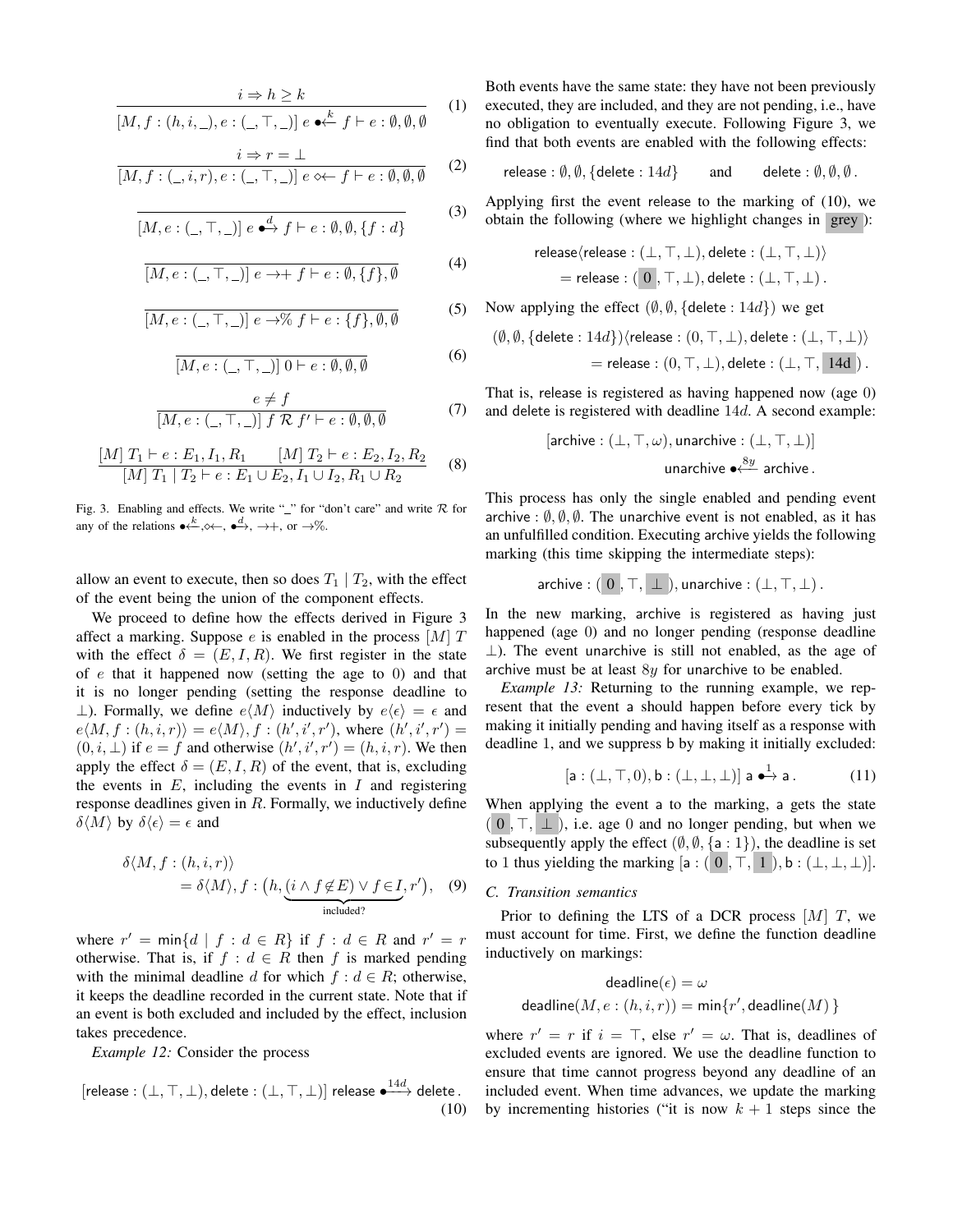$$\frac{i \Rightarrow h \geq k}{[M, f : (h, i, \_), e : (\_, \top, \_)]\ e \bullet\!\!\xleftarrow{k} f \vdash e : \emptyset, \emptyset, \emptyset} \tag{1}$$

$$\frac{i \Rightarrow r = \bot}{[M, f : (\_, i, r), e : (\_, \top, \_)]\ e \diamond\!\!\leftarrow f \vdash e : \emptyset, \emptyset, \emptyset} \tag{2}$$

$$\frac{}{[M, e : (\_, \top, \_)]\ e \bullet\!\!\xrightarrow{d} f \vdash e : \emptyset, \emptyset, \{f : d\}} \tag{3}$$

$$\frac{}{[M, e : (\_, \top, \_)]\ e \rightarrow\!\!+ f \vdash e : \emptyset, \{f\}, \emptyset} \tag{4}$$

$$\frac{}{[M, e : (\_, \top, \_)]\ e \rightarrow\!\!\% f \vdash e : \{f\}, \emptyset, \emptyset} \tag{5}$$

$$\frac{}{[M, e : (\_, \top, \_)]\ 0 \vdash e : \emptyset, \emptyset, \emptyset} \tag{6}$$

$$\frac{e \neq f}{[M, e : (\_, \top, \_)]\ f\ \mathcal{R}\ f' \vdash e : \emptyset, \emptyset, \emptyset} \tag{7}$$

$$\frac{[M]\ T_1 \vdash e : E_1, I_1, R_1 \qquad [M]\ T_2 \vdash e : E_2, I_2, R_2}{[M]\ T_1 \mid T_2 \vdash e : E_1 \cup E_2, I_1 \cup I_2, R_1 \cup R_2} \tag{8}$$

Fig. 3. Enabling and effects. We write "_" for "don't care" and write $\mathcal{R}$ for any of the relations $\bullet\!\!\xleftarrow{k}$, $\diamond\!\!\leftarrow$, $\bullet\!\!\xrightarrow{d}$, $\rightarrow\!\!+$, or $\rightarrow\!\!\%$.

allow an event to execute, then so does $T_1 \mid T_2$, with the effect of the event being the union of the component effects.

We proceed to define how the effects derived in Figure 3 affect a marking. Suppose $e$ is enabled in the process $[M]\ T$ with the effect $\delta = (E, I, R)$. We first register in the state of $e$ that it happened now (setting the age to 0) and that it is no longer pending (setting the response deadline to $\bot$). Formally, we define $e\langle M\rangle$ inductively by $e\langle\epsilon\rangle = \epsilon$ and $e\langle M, f : (h, i, r)\rangle = e\langle M\rangle, f : (h', i', r')$, where $(h', i', r') = (0, i, \bot)$ if $e = f$ and otherwise $(h', i', r') = (h, i, r)$. We then apply the effect $\delta = (E, I, R)$ of the event, that is, excluding the events in $E$, including the events in $I$ and registering response deadlines given in $R$. Formally, we inductively define $\delta\langle M\rangle$ by $\delta\langle\epsilon\rangle = \epsilon$ and

$$\delta\langle M, f : (h, i, r)\rangle = \delta\langle M\rangle, f : \big(h, \underbrace{(i \wedge f \notin E) \vee f \in I}_{\text{included?}}, r'\big), \tag{9}$$

where $r' = \min\{d \mid f : d \in R\}$ if $f : d \in R$ and $r' = r$ otherwise. That is, if $f : d \in R$ then $f$ is marked pending with the minimal deadline $d$ for which $f : d \in R$; otherwise, it keeps the deadline recorded in the current state. Note that if an event is both excluded and included by the effect, inclusion takes precedence.

*Example 12:* Consider the process

$$[\mathsf{release} : (\bot, \top, \bot), \mathsf{delete} : (\bot, \top, \bot)]\ \mathsf{release} \bullet\!\!\xrightarrow{14d} \mathsf{delete}\,. \tag{10}$$

Both events have the same state: they have not been previously executed, they are included, and they are not pending, i.e., have no obligation to eventually execute. Following Figure 3, we find that both events are enabled with the following effects:

$$\mathsf{release} : \emptyset, \emptyset, \{\mathsf{delete} : 14d\} \qquad \text{and} \qquad \mathsf{delete} : \emptyset, \emptyset, \emptyset\,.$$

Applying first the event release to the marking of (10), we obtain the following (where we highlight changes in grey):

$$\begin{aligned}&\mathsf{release}\langle\mathsf{release} : (\bot, \top, \bot), \mathsf{delete} : (\bot, \top, \bot)\rangle \\ &\quad = \mathsf{release} : (0, \top, \bot), \mathsf{delete} : (\bot, \top, \bot)\,.\end{aligned}$$

Now applying the effect $(\emptyset, \emptyset, \{\mathsf{delete} : 14d\})$ we get

$$\begin{aligned}&(\emptyset, \emptyset, \{\mathsf{delete} : 14d\})\langle\mathsf{release} : (0, \top, \bot), \mathsf{delete} : (\bot, \top, \bot)\rangle \\ &\quad = \mathsf{release} : (0, \top, \bot), \mathsf{delete} : (\bot, \top, 14\mathrm{d})\,.\end{aligned}$$

That is, release is registered as having happened now (age 0) and delete is registered with deadline $14d$. A second example:

$$\begin{aligned}&[\mathsf{archive} : (\bot, \top, \omega), \mathsf{unarchive} : (\bot, \top, \bot)] \\ &\qquad \mathsf{unarchive} \bullet\!\!\xleftarrow{8y} \mathsf{archive}\,.\end{aligned}$$

This process has only the single enabled and pending event $\mathsf{archive} : \emptyset, \emptyset, \emptyset$. The unarchive event is not enabled, as it has an unfulfilled condition. Executing archive yields the following marking (this time skipping the intermediate steps):

$$\mathsf{archive} : (0, \top, \bot), \mathsf{unarchive} : (\bot, \top, \bot)\,.$$

In the new marking, archive is registered as having just happened (age 0) and no longer pending (response deadline $\bot$). The event unarchive is still not enabled, as the age of archive must be at least $8y$ for unarchive to be enabled.

*Example 13:* Returning to the running example, we represent that the event a should happen before every tick by making it initially pending and having itself as a response with deadline 1, and we suppress b by making it initially excluded:

$$[\mathsf{a} : (\bot, \top, 0), \mathsf{b} : (\bot, \bot, \bot)]\ \mathsf{a} \bullet\!\!\xrightarrow{1} \mathsf{a}\,. \tag{11}$$

When applying the event a to the marking, a gets the state $(0, \top, \bot)$, i.e. age 0 and no longer pending, but when we subsequently apply the effect $(\emptyset, \emptyset, \{\mathsf{a} : 1\})$, the deadline is set to 1 thus yielding the marking $[\mathsf{a} : (0, \top, 1), \mathsf{b} : (\bot, \bot, \bot)]$.

### C. Transition semantics

Prior to defining the LTS of a DCR process $[M]\ T$, we must account for time. First, we define the function deadline inductively on markings:

$$\begin{aligned}\mathsf{deadline}(\epsilon) &= \omega \\ \mathsf{deadline}(M, e : (h, i, r)) &= \min\{r', \mathsf{deadline}(M)\}\end{aligned}$$

where $r' = r$ if $i = \top$, else $r' = \omega$. That is, deadlines of excluded events are ignored. We use the deadline function to ensure that time cannot progress beyond any deadline of an included event. When time advances, we update the marking by incrementing histories ("it is now $k + 1$ steps since the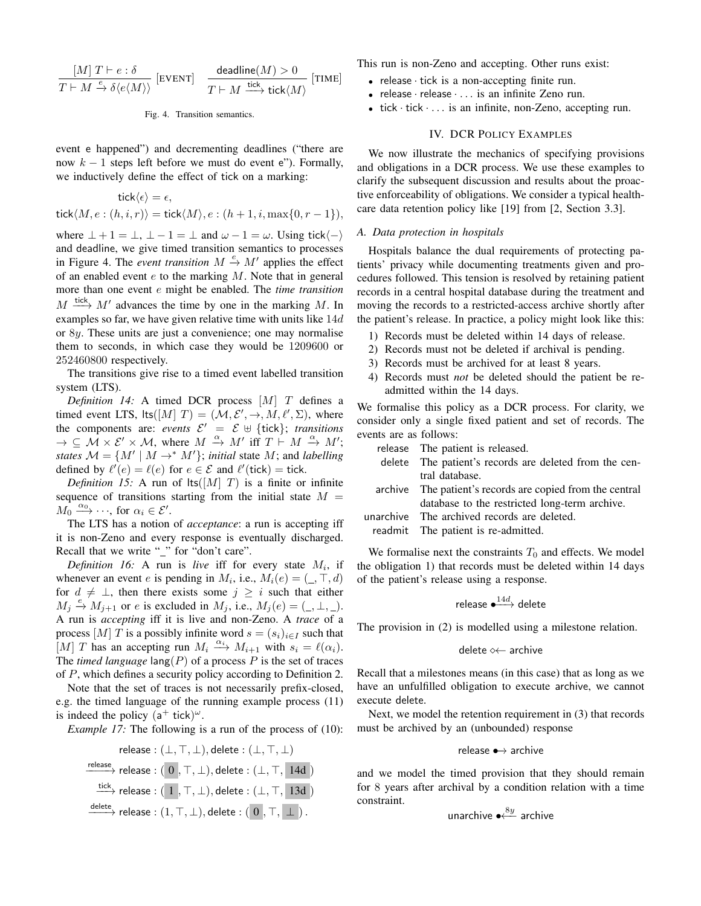$$\frac{[M]\ T \vdash e : \delta}{T \vdash M \xrightarrow{e} \delta\langle e\langle M\rangle\rangle}\ [\text{EVENT}] \qquad \frac{\mathsf{deadline}(M) > 0}{T \vdash M \xrightarrow{\mathsf{tick}} \mathsf{tick}\langle M\rangle}\ [\text{TIME}]$$

Fig. 4. Transition semantics.

event e happened") and decrementing deadlines ("there are now $k-1$ steps left before we must do event e"). Formally, we inductively define the effect of tick on a marking:

$$\mathsf{tick}\langle\epsilon\rangle = \epsilon,$$

$$\mathsf{tick}\langle M, e : (h, i, r)\rangle = \mathsf{tick}\langle M\rangle, e : (h+1, i, \max\{0, r-1\}),$$

where $\bot + 1 = \bot$, $\bot - 1 = \bot$ and $\omega - 1 = \omega$. Using $\mathsf{tick}\langle - \rangle$ and deadline, we give timed transition semantics to processes in Figure 4. The *event transition* $M \xrightarrow{e} M'$ applies the effect of an enabled event $e$ to the marking $M$. Note that in general more than one event $e$ might be enabled. The *time transition* $M \xrightarrow{\mathsf{tick}} M'$ advances the time by one in the marking $M$. In examples so far, we have given relative time with units like $14d$ or $8y$. These units are just a convenience; one may normalise them to seconds, in which case they would be 1209600 or 252460800 respectively.

The transitions give rise to a timed event labelled transition system (LTS).

*Definition 14:* A timed DCR process $[M]\ T$ defines a timed event LTS, $\mathsf{lts}([M]\ T) = (\mathcal{M}, \mathcal{E}', \rightarrow, M, \ell', \Sigma)$, where the components are: *events* $\mathcal{E}' = \mathcal{E} \uplus \{\mathsf{tick}\}$; *transitions* $\rightarrow \subseteq \mathcal{M} \times \mathcal{E}' \times \mathcal{M}$, where $M \xrightarrow{\alpha} M'$ iff $T \vdash M \xrightarrow{\alpha} M'$; *states* $\mathcal{M} = \{M' \mid M \rightarrow^* M'\}$; *initial* state $M$; and *labelling* defined by $\ell'(e) = \ell(e)$ for $e \in \mathcal{E}$ and $\ell'(\mathsf{tick}) = \mathsf{tick}$.

*Definition 15:* A run of $\mathsf{lts}([M]\ T)$ is a finite or infinite sequence of transitions starting from the initial state $M = M_0 \xrightarrow{\alpha_0} \cdots$, for $\alpha_i \in \mathcal{E}'$.

The LTS has a notion of *acceptance*: a run is accepting iff it is non-Zeno and every response is eventually discharged. Recall that we write "_" for "don't care".

*Definition 16:* A run is *live* iff for every state $M_i$, if whenever an event $e$ is pending in $M_i$, i.e., $M_i(e) = (\_, \top, d)$ for $d \neq \bot$, then there exists some $j \geq i$ such that either $M_j \xrightarrow{e} M_{j+1}$ or $e$ is excluded in $M_j$, i.e., $M_j(e) = (\_, \bot, \_)$. A run is *accepting* iff it is live and non-Zeno. A *trace* of a process $[M]\ T$ is a possibly infinite word $s = (s_i)_{i \in I}$ such that $[M]\ T$ has an accepting run $M_i \xrightarrow{\alpha_i} M_{i+1}$ with $s_i = \ell(\alpha_i)$. The *timed language* $\mathsf{lang}(P)$ of a process $P$ is the set of traces of $P$, which defines a security policy according to Definition 2.

Note that the set of traces is not necessarily prefix-closed, e.g. the timed language of the running example process (11) is indeed the policy $(\mathsf{a}^+\ \mathsf{tick})^\omega$.

*Example 17:* The following is a run of the process of (10):

$$\begin{aligned}
&\mathsf{release} : (\bot, \top, \bot), \mathsf{delete} : (\bot, \top, \bot) \\
\xrightarrow{\mathsf{release}}\ &\mathsf{release} : (0, \top, \bot), \mathsf{delete} : (\bot, \top, 14\mathrm{d}) \\
\xrightarrow{\mathsf{tick}}\ &\mathsf{release} : (1, \top, \bot), \mathsf{delete} : (\bot, \top, 13\mathrm{d}) \\
\xrightarrow{\mathsf{delete}}\ &\mathsf{release} : (1, \top, \bot), \mathsf{delete} : (0, \top, \bot)\,.
\end{aligned}$$

This run is non-Zeno and accepting. Other runs exist:

- $\mathsf{release} \cdot \mathsf{tick}$ is a non-accepting finite run.
- $\mathsf{release} \cdot \mathsf{release} \cdot \ldots$ is an infinite Zeno run.
- $\mathsf{tick} \cdot \mathsf{tick} \cdot \ldots$ is an infinite, non-Zeno, accepting run.

## IV. DCR Policy Examples

We now illustrate the mechanics of specifying provisions and obligations in a DCR process. We use these examples to clarify the subsequent discussion and results about the proactive enforceability of obligations. We consider a typical healthcare data retention policy like [19] from [2, Section 3.3].

### A. Data protection in hospitals

Hospitals balance the dual requirements of protecting patients' privacy while documenting treatments given and procedures followed. This tension is resolved by retaining patient records in a central hospital database during the treatment and moving the records to a restricted-access archive shortly after the patient's release. In practice, a policy might look like this:

1) Records must be deleted within 14 days of release.
2) Records must not be deleted if archival is pending.
3) Records must be archived for at least 8 years.
4) Records must *not* be deleted should the patient be readmitted within the 14 days.

We formalise this policy as a DCR process. For clarity, we consider only a single fixed patient and set of records. The events are as follows:

| | |
|---|---|
| release | The patient is released. |
| delete | The patient's records are deleted from the central database. |
| archive | The patient's records are copied from the central database to the restricted long-term archive. |
| unarchive | The archived records are deleted. |
| readmit | The patient is re-admitted. |

We formalise next the constraints $T_0$ and effects. We model the obligation 1) that records must be deleted within 14 days of the patient's release using a response.

$$\mathsf{release} \bullet\!\!\xrightarrow{14d} \mathsf{delete}$$

The provision in (2) is modelled using a milestone relation.

$$\mathsf{delete} \diamond\!\!\leftarrow \mathsf{archive}$$

Recall that a milestones means (in this case) that as long as we have an unfulfilled obligation to execute archive, we cannot execute delete.

Next, we model the retention requirement in (3) that records must be archived by an (unbounded) response

$$\mathsf{release} \bullet\!\!\rightarrow \mathsf{archive}$$

and we model the timed provision that they should remain for 8 years after archival by a condition relation with a time constraint.

$$\mathsf{unarchive} \bullet\!\!\xleftarrow{8y} \mathsf{archive}$$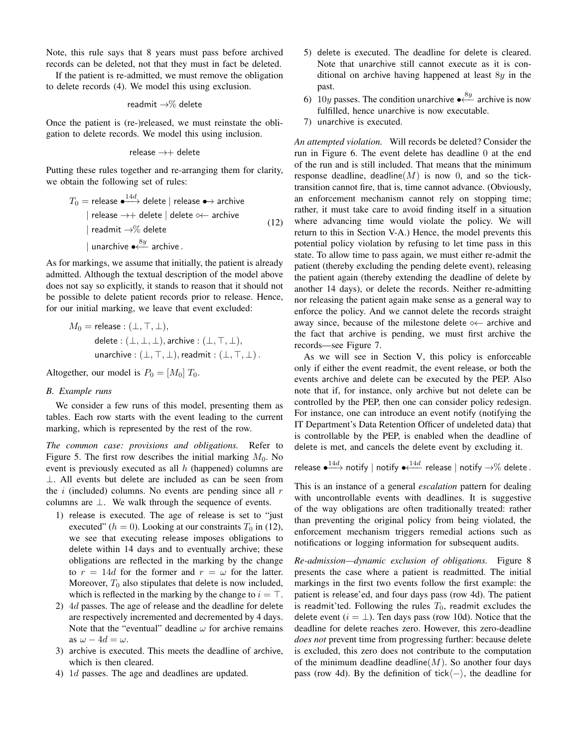Note, this rule says that 8 years must pass before archived records can be deleted, not that they must in fact be deleted.

If the patient is re-admitted, we must remove the obligation to delete records (4). We model this using exclusion.

$$\mathsf{readmit} \rightarrow\!\% \ \mathsf{delete}$$

Once the patient is (re-)released, we must reinstate the obligation to delete records. We model this using inclusion.

$$\mathsf{release} \rightarrow\!+ \ \mathsf{delete}$$

Putting these rules together and re-arranging them for clarity, we obtain the following set of rules:

$$\begin{aligned} T_0 = \ & \mathsf{release} \bullet\!\!\xrightarrow{14d} \mathsf{delete} \mid \mathsf{release} \bullet\!\!\rightarrow \mathsf{archive} \\ & \mid \mathsf{release} \rightarrow\!+ \ \mathsf{delete} \mid \mathsf{delete} \diamond\!\!\leftarrow \mathsf{archive} \\ & \mid \mathsf{readmit} \rightarrow\!\% \ \mathsf{delete} \\ & \mid \mathsf{unarchive} \bullet\!\!\xleftarrow{8y} \mathsf{archive}\,. \end{aligned} \tag{12}$$

As for markings, we assume that initially, the patient is already admitted. Although the textual description of the model above does not say so explicitly, it stands to reason that it should not be possible to delete patient records prior to release. Hence, for our initial marking, we leave that event excluded:

$$\begin{aligned} M_0 = \ & \mathsf{release} : (\bot, \top, \bot), \\ & \mathsf{delete} : (\bot, \bot, \bot), \mathsf{archive} : (\bot, \top, \bot), \\ & \mathsf{unarchive} : (\bot, \top, \bot), \mathsf{readmit} : (\bot, \top, \bot)\,. \end{aligned}$$

Altogether, our model is $P_0 = [M_0]\ T_0$.

### B. Example runs

We consider a few runs of this model, presenting them as tables. Each row starts with the event leading to the current marking, which is represented by the rest of the row.

*The common case: provisions and obligations.* Refer to Figure 5. The first row describes the initial marking $M_0$. No event is previously executed as all $h$ (happened) columns are $\bot$. All events but delete are included as can be seen from the $i$ (included) columns. No events are pending since all $r$ columns are $\bot$. We walk through the sequence of events.

1) release is executed. The age of release is set to "just executed" ($h = 0$). Looking at our constraints $T_0$ in (12), we see that executing release imposes obligations to delete within 14 days and to eventually archive; these obligations are reflected in the marking by the change to $r = 14d$ for the former and $r = \omega$ for the latter. Moreover, $T_0$ also stipulates that delete is now included, which is reflected in the marking by the change to $i = \top$.
2) $4d$ passes. The age of release and the deadline for delete are respectively incremented and decremented by 4 days. Note that the "eventual" deadline $\omega$ for archive remains as $\omega - 4d = \omega$.
3) archive is executed. This meets the deadline of archive, which is then cleared.
4) $1d$ passes. The age and deadlines are updated.
5) delete is executed. The deadline for delete is cleared. Note that unarchive still cannot execute as it is conditional on archive having happened at least $8y$ in the past.
6) $10y$ passes. The condition unarchive $\bullet\!\!\xleftarrow{8y}$ archive is now fulfilled, hence unarchive is now executable.
7) unarchive is executed.

*An attempted violation.* Will records be deleted? Consider the run in Figure 6. The event delete has deadline 0 at the end of the run and is still included. That means that the minimum response deadline, $\mathsf{deadline}(M)$ is now 0, and so the tick-transition cannot fire, that is, time cannot advance. (Obviously, an enforcement mechanism cannot rely on stopping time; rather, it must take care to avoid finding itself in a situation where advancing time would violate the policy. We will return to this in Section V-A.) Hence, the model prevents this potential policy violation by refusing to let time pass in this state. To allow time to pass again, we must either re-admit the patient (thereby excluding the pending delete event), releasing the patient again (thereby extending the deadline of delete by another 14 days), or delete the records. Neither re-admitting nor releasing the patient again make sense as a general way to enforce the policy. And we cannot delete the records straight away since, because of the milestone delete $\diamond\!\!\leftarrow$ archive and the fact that archive is pending, we must first archive the records—see Figure 7.

As we will see in Section V, this policy is enforceable only if either the event readmit, the event release, or both the events archive and delete can be executed by the PEP. Also note that if, for instance, only archive but not delete can be controlled by the PEP, then one can consider policy redesign. For instance, one can introduce an event notify (notifying the IT Department's Data Retention Officer of undeleted data) that is controllable by the PEP, is enabled when the deadline of delete is met, and cancels the delete event by excluding it.

$$\mathsf{release} \bullet\!\!\xrightarrow{14d} \mathsf{notify} \mid \mathsf{notify} \bullet\!\!\xleftarrow{14d} \mathsf{release} \mid \mathsf{notify} \rightarrow\!\% \ \mathsf{delete}\,.$$

This is an instance of a general *escalation* pattern for dealing with uncontrollable events with deadlines. It is suggestive of the way obligations are often traditionally treated: rather than preventing the original policy from being violated, the enforcement mechanism triggers remedial actions such as notifications or logging information for subsequent audits.

*Re-admission—dynamic exclusion of obligations.* Figure 8 presents the case where a patient is readmitted. The initial markings in the first two events follow the first example: the patient is release'ed, and four days pass (row 4d). The patient is readmit'ted. Following the rules $T_0$, readmit excludes the delete event ($i = \bot$). Ten days pass (row 10d). Notice that the deadline for delete reaches zero. However, this zero-deadline *does not* prevent time from progressing further: because delete is excluded, this zero does not contribute to the computation of the minimum deadline $\mathsf{deadline}(M)$. So another four days pass (row 4d). By the definition of $\mathsf{tick}\langle - \rangle$, the deadline for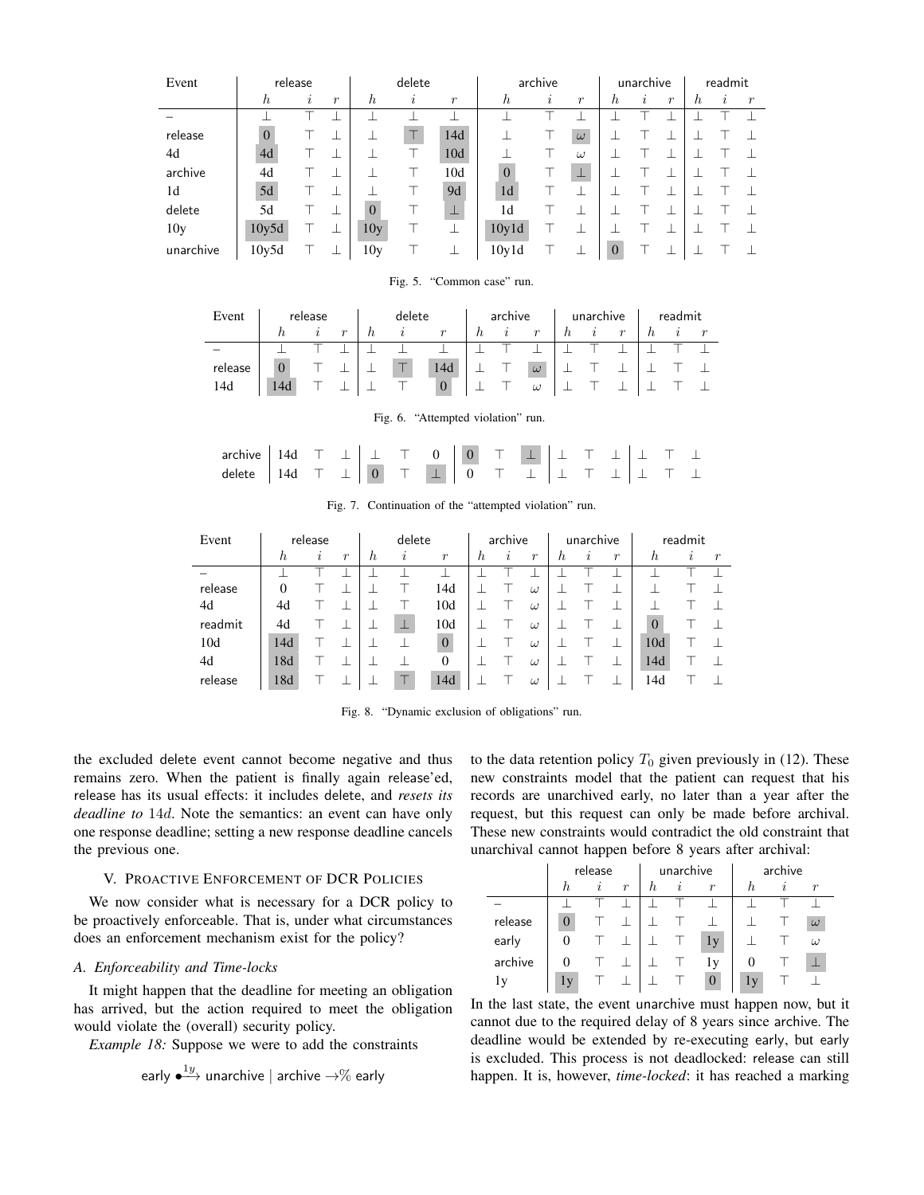| Event | release | | | delete | | | archive | | | unarchive | | | readmit | | |
|---|---|---|---|---|---|---|---|---|---|---|---|---|---|---|---|
| | $h$ | $i$ | $r$ | $h$ | $i$ | $r$ | $h$ | $i$ | $r$ | $h$ | $i$ | $r$ | $h$ | $i$ | $r$ |
| – | ⊥ | ⊤ | ⊥ | ⊥ | ⊥ | ⊥ | ⊥ | ⊤ | ⊥ | ⊥ | ⊤ | ⊥ | ⊥ | ⊤ | ⊥ |
| release | 0 | ⊤ | ⊥ | ⊥ | ⊤ | 14d | ⊥ | ⊤ | $\omega$ | ⊥ | ⊤ | ⊥ | ⊥ | ⊤ | ⊥ |
| 4d | 4d | ⊤ | ⊥ | ⊥ | ⊤ | 10d | ⊥ | ⊤ | $\omega$ | ⊥ | ⊤ | ⊥ | ⊥ | ⊤ | ⊥ |
| archive | 4d | ⊤ | ⊥ | ⊥ | ⊤ | 10d | 0 | ⊤ | ⊥ | ⊥ | ⊤ | ⊥ | ⊥ | ⊤ | ⊥ |
| 1d | 5d | ⊤ | ⊥ | ⊥ | ⊤ | 9d | 1d | ⊤ | ⊥ | ⊥ | ⊤ | ⊥ | ⊥ | ⊤ | ⊥ |
| delete | 5d | ⊤ | ⊥ | 0 | ⊤ | ⊥ | 1d | ⊤ | ⊥ | ⊥ | ⊤ | ⊥ | ⊥ | ⊤ | ⊥ |
| 10y | 10y5d | ⊤ | ⊥ | 10y | ⊤ | ⊥ | 10y1d | ⊤ | ⊥ | ⊥ | ⊤ | ⊥ | ⊥ | ⊤ | ⊥ |
| unarchive | 10y5d | ⊤ | ⊥ | 10y | ⊤ | ⊥ | 10y1d | ⊤ | ⊥ | 0 | ⊤ | ⊥ | ⊥ | ⊤ | ⊥ |

Fig. 5. "Common case" run.

| Event | release | | | delete | | | archive | | | unarchive | | | readmit | | |
|---|---|---|---|---|---|---|---|---|---|---|---|---|---|---|---|
| | $h$ | $i$ | $r$ | $h$ | $i$ | $r$ | $h$ | $i$ | $r$ | $h$ | $i$ | $r$ | $h$ | $i$ | $r$ |
| – | ⊥ | ⊤ | ⊥ | ⊥ | ⊥ | ⊥ | ⊥ | ⊤ | ⊥ | ⊥ | ⊤ | ⊥ | ⊥ | ⊤ | ⊥ |
| release | 0 | ⊤ | ⊥ | ⊥ | ⊤ | 14d | ⊥ | ⊤ | $\omega$ | ⊥ | ⊤ | ⊥ | ⊥ | ⊤ | ⊥ |
| 14d | 14d | ⊤ | ⊥ | ⊥ | ⊤ | 0 | ⊥ | ⊤ | $\omega$ | ⊥ | ⊤ | ⊥ | ⊥ | ⊤ | ⊥ |

Fig. 6. "Attempted violation" run.

| | | | | | | | | | | | | | | | |
|---|---|---|---|---|---|---|---|---|---|---|---|---|---|---|---|
| archive | 14d | ⊤ | ⊥ | ⊥ | ⊤ | 0 | 0 | ⊤ | ⊥ | ⊥ | ⊤ | ⊥ | ⊥ | ⊤ | ⊥ |
| delete | 14d | ⊤ | ⊥ | 0 | ⊤ | ⊥ | 0 | ⊤ | ⊥ | ⊥ | ⊤ | ⊥ | ⊥ | ⊤ | ⊥ |

Fig. 7. Continuation of the "attempted violation" run.

| Event | release | | | delete | | | archive | | | unarchive | | | readmit | | |
|---|---|---|---|---|---|---|---|---|---|---|---|---|---|---|---|
| | $h$ | $i$ | $r$ | $h$ | $i$ | $r$ | $h$ | $i$ | $r$ | $h$ | $i$ | $r$ | $h$ | $i$ | $r$ |
| – | ⊥ | ⊤ | ⊥ | ⊥ | ⊥ | ⊥ | ⊥ | ⊤ | ⊥ | ⊥ | ⊤ | ⊥ | ⊥ | ⊤ | ⊥ |
| release | 0 | ⊤ | ⊥ | ⊥ | ⊤ | 14d | ⊥ | ⊤ | $\omega$ | ⊥ | ⊤ | ⊥ | ⊥ | ⊤ | ⊥ |
| 4d | 4d | ⊤ | ⊥ | ⊥ | ⊤ | 10d | ⊥ | ⊤ | $\omega$ | ⊥ | ⊤ | ⊥ | ⊥ | ⊤ | ⊥ |
| readmit | 4d | ⊤ | ⊥ | ⊥ | ⊥ | 10d | ⊥ | ⊤ | $\omega$ | ⊥ | ⊤ | ⊥ | 0 | ⊤ | ⊥ |
| 10d | 14d | ⊤ | ⊥ | ⊥ | ⊥ | 0 | ⊥ | ⊤ | $\omega$ | ⊥ | ⊤ | ⊥ | 10d | ⊤ | ⊥ |
| 4d | 18d | ⊤ | ⊥ | ⊥ | ⊥ | 0 | ⊥ | ⊤ | $\omega$ | ⊥ | ⊤ | ⊥ | 14d | ⊤ | ⊥ |
| release | 18d | ⊤ | ⊥ | ⊥ | ⊤ | 14d | ⊥ | ⊤ | $\omega$ | ⊥ | ⊤ | ⊥ | 14d | ⊤ | ⊥ |

Fig. 8. "Dynamic exclusion of obligations" run.

the excluded delete event cannot become negative and thus remains zero. When the patient is finally again release'ed, release has its usual effects: it includes delete, and *resets its deadline to* $14d$. Note the semantics: an event can have only one response deadline; setting a new response deadline cancels the previous one.

## V. Proactive Enforcement of DCR Policies

We now consider what is necessary for a DCR policy to be proactively enforceable. That is, under what circumstances does an enforcement mechanism exist for the policy?

### A. Enforceability and Time-locks

It might happen that the deadline for meeting an obligation has arrived, but the action required to meet the obligation would violate the (overall) security policy.

*Example 18:* Suppose we were to add the constraints

$$\text{early} \bullet\!\xrightarrow{1y} \text{unarchive} \mid \text{archive} \rightarrow\!\% \text{ early}$$

to the data retention policy $T_0$ given previously in (12). These new constraints model that the patient can request that his records are unarchived early, no later than a year after the request, but this request can only be made before archival. These new constraints would contradict the old constraint that unarchival cannot happen before 8 years after archival:

| | release | | | unarchive | | | archive | | |
|---|---|---|---|---|---|---|---|---|---|
| | $h$ | $i$ | $r$ | $h$ | $i$ | $r$ | $h$ | $i$ | $r$ |
| – | ⊥ | ⊤ | ⊥ | ⊥ | ⊤ | ⊥ | ⊥ | ⊤ | ⊥ |
| release | 0 | ⊤ | ⊥ | ⊥ | ⊤ | ⊥ | ⊥ | ⊤ | $\omega$ |
| early | 0 | ⊤ | ⊥ | ⊥ | ⊤ | 1y | ⊥ | ⊤ | $\omega$ |
| archive | 0 | ⊤ | ⊥ | ⊥ | ⊤ | 1y | 0 | ⊤ | ⊥ |
| 1y | 1y | ⊤ | ⊥ | ⊥ | ⊤ | 0 | 1y | ⊤ | ⊥ |

In the last state, the event unarchive must happen now, but it cannot due to the required delay of 8 years since archive. The deadline would be extended by re-executing early, but early is excluded. This process is not deadlocked: release can still happen. It is, however, *time-locked*: it has reached a marking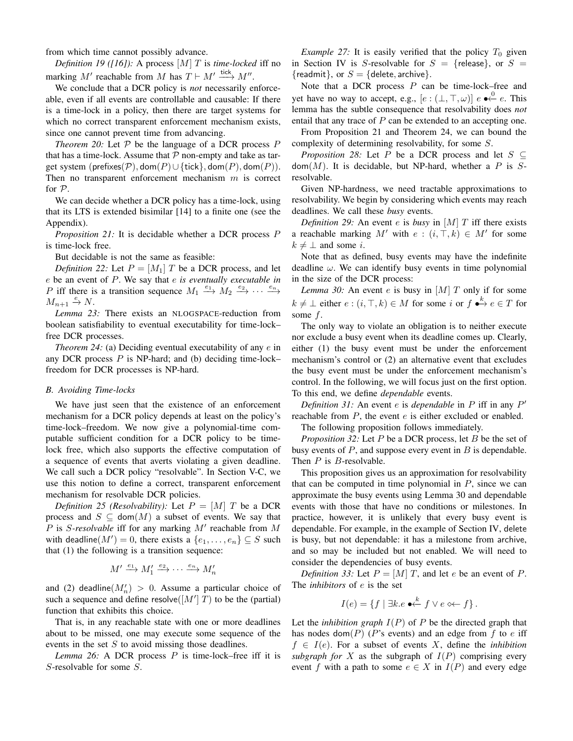from which time cannot possibly advance.

*Definition 19 ([16]):* A process $[M]\ T$ is *time-locked* iff no marking $M'$ reachable from $M$ has $T \vdash M' \xrightarrow{\mathsf{tick}} M''$.

We conclude that a DCR policy is *not* necessarily enforceable, even if all events are controllable and causable: If there is a time-lock in a policy, then there are target systems for which no correct transparent enforcement mechanism exists, since one cannot prevent time from advancing.

*Theorem 20:* Let $\mathcal{P}$ be the language of a DCR process $P$ that has a time-lock. Assume that $\mathcal{P}$ non-empty and take as target system $(\mathsf{prefixes}(\mathcal{P}), \mathsf{dom}(P) \cup \{\mathsf{tick}\}, \mathsf{dom}(P), \mathsf{dom}(P))$. Then no transparent enforcement mechanism $m$ is correct for $\mathcal{P}$.

We can decide whether a DCR policy has a time-lock, using that its LTS is extended bisimilar [14] to a finite one (see the Appendix).

*Proposition 21:* It is decidable whether a DCR process $P$ is time-lock free.

But decidable is not the same as feasible:

*Definition 22:* Let $P = [M_1]\ T$ be a DCR process, and let $e$ be an event of $P$. We say that $e$ *is eventually executable in* $P$ iff there is a transition sequence $M_1 \xrightarrow{e_1} M_2 \xrightarrow{e_2} \cdots \xrightarrow{e_n} M_{n+1} \xrightarrow{e} N$.

*Lemma 23:* There exists an NLOGSPACE-reduction from boolean satisfiability to eventual executability for time-lock–free DCR processes.

*Theorem 24:* (a) Deciding eventual executability of any $e$ in any DCR process $P$ is NP-hard; and (b) deciding time-lock–freedom for DCR processes is NP-hard.

### B. Avoiding Time-locks

We have just seen that the existence of an enforcement mechanism for a DCR policy depends at least on the policy's time-lock–freedom. We now give a polynomial-time computable sufficient condition for a DCR policy to be time-lock free, which also supports the effective computation of a sequence of events that averts violating a given deadline. We call such a DCR policy "resolvable". In Section V-C, we use this notion to define a correct, transparent enforcement mechanism for resolvable DCR policies.

*Definition 25 (Resolvability):* Let $P = [M]\ T$ be a DCR process and $S \subseteq \mathsf{dom}(M)$ a subset of events. We say that $P$ is *S-resolvable* iff for any marking $M'$ reachable from $M$ with $\mathsf{deadline}(M') = 0$, there exists a $\{e_1, \ldots, e_n\} \subseteq S$ such that (1) the following is a transition sequence:

$$M' \xrightarrow{e_1} M_1' \xrightarrow{e_2} \cdots \xrightarrow{e_n} M_n'$$

and (2) $\mathsf{deadline}(M_n') > 0$. Assume a particular choice of such a sequence and define $\mathsf{resolve}([M']\ T)$ to be the (partial) function that exhibits this choice.

That is, in any reachable state with one or more deadlines about to be missed, one may execute some sequence of the events in the set $S$ to avoid missing those deadlines.

*Lemma 26:* A DCR process $P$ is time-lock–free iff it is $S$-resolvable for some $S$.

*Example 27:* It is easily verified that the policy $T_0$ given in Section IV is $S$-resolvable for $S = \{\mathsf{release}\}$, or $S = \{\mathsf{readmit}\}$, or $S = \{\mathsf{delete}, \mathsf{archive}\}$.

Note that a DCR process $P$ can be time-lock–free and yet have no way to accept, e.g., $[e : (\bot, \top, \omega)]\ e \bullet\!\!\xleftarrow{0} e$. This lemma has the subtle consequence that resolvability does *not* entail that any trace of $P$ can be extended to an accepting one.

From Proposition 21 and Theorem 24, we can bound the complexity of determining resolvability, for some $S$.

*Proposition 28:* Let $P$ be a DCR process and let $S \subseteq \mathsf{dom}(M)$. It is decidable, but NP-hard, whether a $P$ is $S$-resolvable.

Given NP-hardness, we need tractable approximations to resolvability. We begin by considering which events may reach deadlines. We call these *busy* events.

*Definition 29:* An event $e$ is *busy* in $[M]\ T$ iff there exists a reachable marking $M'$ with $e : (i, \top, k) \in M'$ for some $k \neq \bot$ and some $i$.

Note that as defined, busy events may have the indefinite deadline $\omega$. We can identify busy events in time polynomial in the size of the DCR process:

*Lemma 30:* An event $e$ is busy in $[M]\ T$ only if for some $k \neq \bot$ either $e : (i, \top, k) \in M$ for some $i$ or $f \bullet\!\!\xrightarrow{k} e \in T$ for some $f$.

The only way to violate an obligation is to neither execute nor exclude a busy event when its deadline comes up. Clearly, either (1) the busy event must be under the enforcement mechanism's control or (2) an alternative event that excludes the busy event must be under the enforcement mechanism's control. In the following, we will focus just on the first option. To this end, we define *dependable* events.

*Definition 31:* An event $e$ is *dependable* in $P$ iff in any $P'$ reachable from $P$, the event $e$ is either excluded or enabled.

The following proposition follows immediately.

*Proposition 32:* Let $P$ be a DCR process, let $B$ be the set of busy events of $P$, and suppose every event in $B$ is dependable. Then $P$ is $B$-resolvable.

This proposition gives us an approximation for resolvability that can be computed in time polynomial in $P$, since we can approximate the busy events using Lemma 30 and dependable events with those that have no conditions or milestones. In practice, however, it is unlikely that every busy event is dependable. For example, in the example of Section IV, delete is busy, but not dependable: it has a milestone from archive, and so may be included but not enabled. We will need to consider the dependencies of busy events.

*Definition 33:* Let $P = [M]\ T$, and let $e$ be an event of $P$. The *inhibitors* of $e$ is the set

$$I(e) = \{ f \mid \exists k. e \bullet\!\!\xleftarrow{k} f \vee e \diamond\!\!\leftarrow f \}.$$

Let the *inhibition graph* $I(P)$ of $P$ be the directed graph that has nodes $\mathsf{dom}(P)$ ($P$'s events) and an edge from $f$ to $e$ iff $f \in I(e)$. For a subset of events $X$, define the *inhibition subgraph for* $X$ as the subgraph of $I(P)$ comprising every event $f$ with a path to some $e \in X$ in $I(P)$ and every edge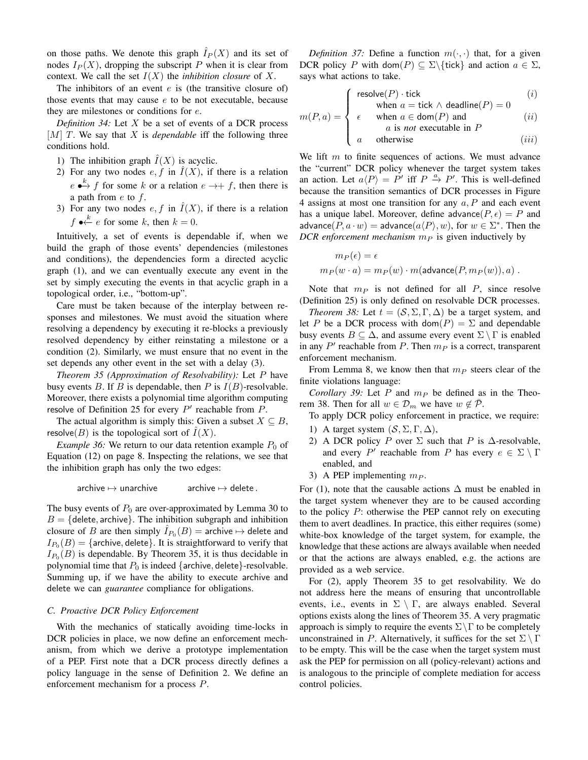on those paths. We denote this graph $\hat{I}_P(X)$ and its set of nodes $I_P(X)$, dropping the subscript $P$ when it is clear from context. We call the set $I(X)$ the *inhibition closure* of $X$.

The inhibitors of an event $e$ is (the transitive closure of) those events that may cause $e$ to be not executable, because they are milestones or conditions for $e$.

*Definition 34:* Let $X$ be a set of events of a DCR process $[M]\ T$. We say that $X$ is *dependable* iff the following three conditions hold.

1) The inhibition graph $\hat{I}(X)$ is acyclic.
2) For any two nodes $e, f$ in $\hat{I}(X)$, if there is a relation $e \overset{k}{\bullet\!\!\rightarrow} f$ for some $k$ or a relation $e \rightarrow\!+\ f$, then there is a path from $e$ to $f$.
3) For any two nodes $e, f$ in $\hat{I}(X)$, if there is a relation $f \overset{k}{\bullet\!\!\leftarrow} e$ for some $k$, then $k = 0$.

Intuitively, a set of events is dependable if, when we build the graph of those events' dependencies (milestones and conditions), the dependencies form a directed acyclic graph (1), and we can eventually execute any event in the set by simply executing the events in that acyclic graph in a topological order, i.e., "bottom-up".

Care must be taken because of the interplay between responses and milestones. We must avoid the situation where resolving a dependency by executing it re-blocks a previously resolved dependency by either reinstating a milestone or a condition (2). Similarly, we must ensure that no event in the set depends any other event in the set with a delay (3).

*Theorem 35 (Approximation of Resolvability):* Let $P$ have busy events $B$. If $B$ is dependable, then $P$ is $I(B)$-resolvable. Moreover, there exists a polynomial time algorithm computing resolve of Definition 25 for every $P'$ reachable from $P$.

The actual algorithm is simply this: Given a subset $X \subseteq B$, $\mathsf{resolve}(B)$ is the topological sort of $\hat{I}(X)$.

*Example 36:* We return to our data retention example $P_0$ of Equation (12) on page 8. Inspecting the relations, we see that the inhibition graph has only the two edges:

$$\mathsf{archive} \mapsto \mathsf{unarchive} \qquad\qquad \mathsf{archive} \mapsto \mathsf{delete}\,.$$

The busy events of $P_0$ are over-approximated by Lemma 30 to $B = \{\mathsf{delete}, \mathsf{archive}\}$. The inhibition subgraph and inhibition closure of $B$ are then simply $\hat{I}_{P_0}(B) = \mathsf{archive} \mapsto \mathsf{delete}$ and $I_{P_0}(B) = \{\mathsf{archive}, \mathsf{delete}\}$. It is straightforward to verify that $I_{P_0}(B)$ is dependable. By Theorem 35, it is thus decidable in polynomial time that $P_0$ is indeed $\{\mathsf{archive}, \mathsf{delete}\}$-resolvable. Summing up, if we have the ability to execute archive and delete we can *guarantee* compliance for obligations.

### C. Proactive DCR Policy Enforcement

With the mechanics of statically avoiding time-locks in DCR policies in place, we now define an enforcement mechanism, from which we derive a prototype implementation of a PEP. First note that a DCR process directly defines a policy language in the sense of Definition 2. We define an enforcement mechanism for a process $P$.

*Definition 37:* Define a function $m(\cdot,\cdot)$ that, for a given DCR policy $P$ with $\mathsf{dom}(P) \subseteq \Sigma \backslash \{\mathsf{tick}\}$ and action $a \in \Sigma$, says what actions to take.

$$m(P, a) = \begin{cases} \mathsf{resolve}(P)\cdot\mathsf{tick} & (i) \\ \quad\text{when } a = \mathsf{tick} \wedge \mathsf{deadline}(P) = 0 & \\ \epsilon \quad \text{when } a \in \mathsf{dom}(P) \text{ and} & (ii) \\ \quad\quad a \text{ is } \textit{not} \text{ executable in } P & \\ a \quad \text{otherwise} & (iii) \end{cases}$$

We lift $m$ to finite sequences of actions. We must advance the "current" DCR policy whenever the target system takes an action. Let $a\langle P\rangle = P'$ iff $P \xrightarrow{a} P'$. This is well-defined because the transition semantics of DCR processes in Figure 4 assigns at most one transition for any $a, P$ and each event has a unique label. Moreover, define $\mathsf{advance}(P, \epsilon) = P$ and $\mathsf{advance}(P, a \cdot w) = \mathsf{advance}(a\langle P\rangle, w)$, for $w \in \Sigma^*$. Then the *DCR enforcement mechanism* $m_P$ is given inductively by

$$\begin{aligned} m_P(\epsilon) &= \epsilon \\ m_P(w \cdot a) &= m_P(w) \cdot m(\mathsf{advance}(P, m_P(w)), a)\,. \end{aligned}$$

Note that $m_P$ is not defined for all $P$, since resolve (Definition 25) is only defined on resolvable DCR processes.

*Theorem 38:* Let $t = (\mathcal{S}, \Sigma, \Gamma, \Delta)$ be a target system, and let $P$ be a DCR process with $\mathsf{dom}(P) = \Sigma$ and dependable busy events $B \subseteq \Delta$, and assume every event $\Sigma \setminus \Gamma$ is enabled in any $P'$ reachable from $P$. Then $m_P$ is a correct, transparent enforcement mechanism.

From Lemma 8, we know then that $m_P$ steers clear of the finite violations language:

*Corollary 39:* Let $P$ and $m_P$ be defined as in the Theorem 38. Then for all $w \in \mathcal{D}_m$ we have $w \notin \bar{\mathcal{P}}$.

To apply DCR policy enforcement in practice, we require:

1) A target system $(\mathcal{S}, \Sigma, \Gamma, \Delta)$,
2) A DCR policy $P$ over $\Sigma$ such that $P$ is $\Delta$-resolvable, and every $P'$ reachable from $P$ has every $e \in \Sigma \setminus \Gamma$ enabled, and
3) A PEP implementing $m_P$.

For (1), note that the causable actions $\Delta$ must be enabled in the target system whenever they are to be caused according to the policy $P$: otherwise the PEP cannot rely on executing them to avert deadlines. In practice, this either requires (some) white-box knowledge of the target system, for example, the knowledge that these actions are always available when needed or that the actions are always enabled, e.g. the actions are provided as a web service.

For (2), apply Theorem 35 to get resolvability. We do not address here the means of ensuring that uncontrollable events, i.e., events in $\Sigma \setminus \Gamma$, are always enabled. Several options exists along the lines of Theorem 35. A very pragmatic approach is simply to require the events $\Sigma \setminus \Gamma$ to be completely unconstrained in $P$. Alternatively, it suffices for the set $\Sigma \setminus \Gamma$ to be empty. This will be the case when the target system must ask the PEP for permission on all (policy-relevant) actions and is analogous to the principle of complete mediation for access control policies.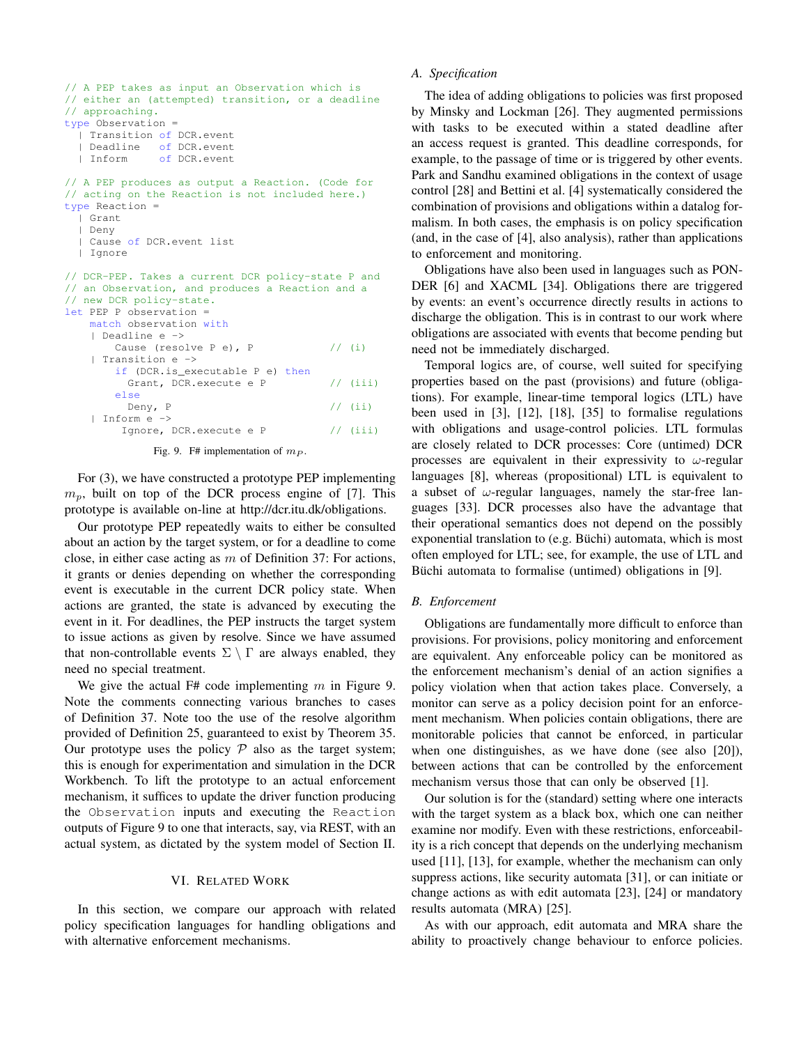```
// A PEP takes as input an Observation which is
// either an (attempted) transition, or a deadline
// approaching.
type Observation =
  | Transition of DCR.event
  | Deadline   of DCR.event
  | Inform     of DCR.event

// A PEP produces as output a Reaction. (Code for
// acting on the Reaction is not included here.)
type Reaction =
  | Grant
  | Deny
  | Cause of DCR.event list
  | Ignore

// DCR-PEP. Takes a current DCR policy-state P and
// an Observation, and produces a Reaction and a
// new DCR policy-state.
let PEP P observation =
    match observation with
    | Deadline e ->
        Cause (resolve P e), P              // (i)
    | Transition e ->
        if (DCR.is_executable P e) then
          Grant, DCR.execute e P            // (iii)
        else
          Deny, P                           // (ii)
    | Inform e ->
         Ignore, DCR.execute e P            // (iii)
```

Fig. 9. F# implementation of $m_P$.

For (3), we have constructed a prototype PEP implementing $m_p$, built on top of the DCR process engine of [7]. This prototype is available on-line at http://dcr.itu.dk/obligations.

Our prototype PEP repeatedly waits to either be consulted about an action by the target system, or for a deadline to come close, in either case acting as $m$ of Definition 37: For actions, it grants or denies depending on whether the corresponding event is executable in the current DCR policy state. When actions are granted, the state is advanced by executing the event in it. For deadlines, the PEP instructs the target system to issue actions as given by resolve. Since we have assumed that non-controllable events $\Sigma \setminus \Gamma$ are always enabled, they need no special treatment.

We give the actual F# code implementing $m$ in Figure 9. Note the comments connecting various branches to cases of Definition 37. Note too the use of the resolve algorithm provided of Definition 25, guaranteed to exist by Theorem 35. Our prototype uses the policy $\mathcal{P}$ also as the target system; this is enough for experimentation and simulation in the DCR Workbench. To lift the prototype to an actual enforcement mechanism, it suffices to update the driver function producing the `Observation` inputs and executing the `Reaction` outputs of Figure 9 to one that interacts, say, via REST, with an actual system, as dictated by the system model of Section II.

## VI. Related Work

In this section, we compare our approach with related policy specification languages for handling obligations and with alternative enforcement mechanisms.

### A. Specification

The idea of adding obligations to policies was first proposed by Minsky and Lockman [26]. They augmented permissions with tasks to be executed within a stated deadline after an access request is granted. This deadline corresponds, for example, to the passage of time or is triggered by other events. Park and Sandhu examined obligations in the context of usage control [28] and Bettini et al. [4] systematically considered the combination of provisions and obligations within a datalog formalism. In both cases, the emphasis is on policy specification (and, in the case of [4], also analysis), rather than applications to enforcement and monitoring.

Obligations have also been used in languages such as PONDER [6] and XACML [34]. Obligations there are triggered by events: an event's occurrence directly results in actions to discharge the obligation. This is in contrast to our work where obligations are associated with events that become pending but need not be immediately discharged.

Temporal logics are, of course, well suited for specifying properties based on the past (provisions) and future (obligations). For example, linear-time temporal logics (LTL) have been used in [3], [12], [18], [35] to formalise regulations with obligations and usage-control policies. LTL formulas are closely related to DCR processes: Core (untimed) DCR processes are equivalent in their expressivity to $\omega$-regular languages [8], whereas (propositional) LTL is equivalent to a subset of $\omega$-regular languages, namely the star-free languages [33]. DCR processes also have the advantage that their operational semantics does not depend on the possibly exponential translation to (e.g. Büchi) automata, which is most often employed for LTL; see, for example, the use of LTL and Büchi automata to formalise (untimed) obligations in [9].

### B. Enforcement

Obligations are fundamentally more difficult to enforce than provisions. For provisions, policy monitoring and enforcement are equivalent. Any enforceable policy can be monitored as the enforcement mechanism's denial of an action signifies a policy violation when that action takes place. Conversely, a monitor can serve as a policy decision point for an enforcement mechanism. When policies contain obligations, there are monitorable policies that cannot be enforced, in particular when one distinguishes, as we have done (see also [20]), between actions that can be controlled by the enforcement mechanism versus those that can only be observed [1].

Our solution is for the (standard) setting where one interacts with the target system as a black box, which one can neither examine nor modify. Even with these restrictions, enforceability is a rich concept that depends on the underlying mechanism used [11], [13], for example, whether the mechanism can only suppress actions, like security automata [31], or can initiate or change actions as with edit automata [23], [24] or mandatory results automata (MRA) [25].

As with our approach, edit automata and MRA share the ability to proactively change behaviour to enforce policies.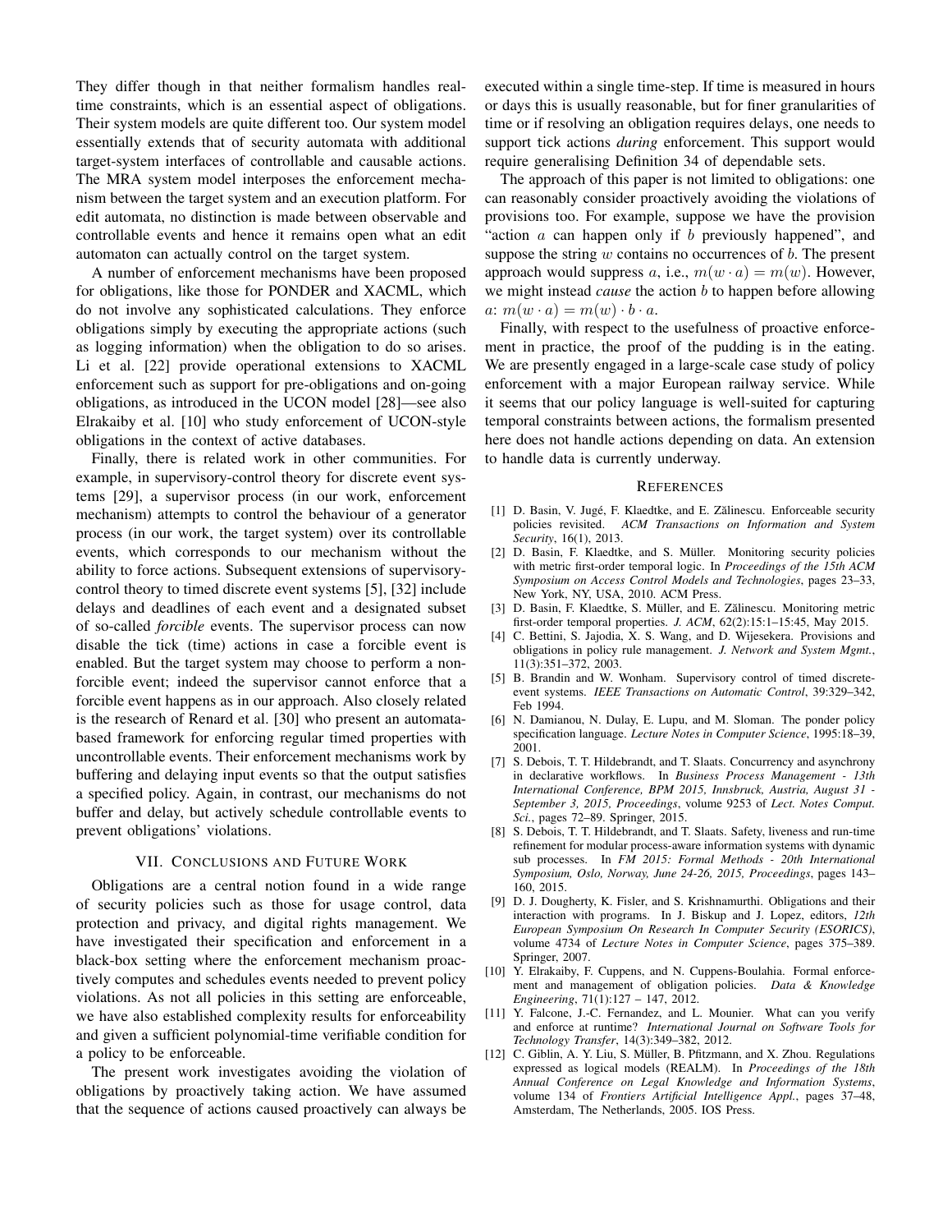They differ though in that neither formalism handles real-time constraints, which is an essential aspect of obligations. Their system models are quite different too. Our system model essentially extends that of security automata with additional target-system interfaces of controllable and causable actions. The MRA system model interposes the enforcement mechanism between the target system and an execution platform. For edit automata, no distinction is made between observable and controllable events and hence it remains open what an edit automaton can actually control on the target system.

A number of enforcement mechanisms have been proposed for obligations, like those for PONDER and XACML, which do not involve any sophisticated calculations. They enforce obligations simply by executing the appropriate actions (such as logging information) when the obligation to do so arises. Li et al. [22] provide operational extensions to XACML enforcement such as support for pre-obligations and on-going obligations, as introduced in the UCON model [28]—see also Elrakaiby et al. [10] who study enforcement of UCON-style obligations in the context of active databases.

Finally, there is related work in other communities. For example, in supervisory-control theory for discrete event systems [29], a supervisor process (in our work, enforcement mechanism) attempts to control the behaviour of a generator process (in our work, the target system) over its controllable events, which corresponds to our mechanism without the ability to force actions. Subsequent extensions of supervisory-control theory to timed discrete event systems [5], [32] include delays and deadlines of each event and a designated subset of so-called *forcible* events. The supervisor process can now disable the tick (time) actions in case a forcible event is enabled. But the target system may choose to perform a non-forcible event; indeed the supervisor cannot enforce that a forcible event happens as in our approach. Also closely related is the research of Renard et al. [30] who present an automata-based framework for enforcing regular timed properties with uncontrollable events. Their enforcement mechanisms work by buffering and delaying input events so that the output satisfies a specified policy. Again, in contrast, our mechanisms do not buffer and delay, but actively schedule controllable events to prevent obligations' violations.

## VII. Conclusions and Future Work

Obligations are a central notion found in a wide range of security policies such as those for usage control, data protection and privacy, and digital rights management. We have investigated their specification and enforcement in a black-box setting where the enforcement mechanism proactively computes and schedules events needed to prevent policy violations. As not all policies in this setting are enforceable, we have also established complexity results for enforceability and given a sufficient polynomial-time verifiable condition for a policy to be enforceable.

The present work investigates avoiding the violation of obligations by proactively taking action. We have assumed that the sequence of actions caused proactively can always be executed within a single time-step. If time is measured in hours or days this is usually reasonable, but for finer granularities of time or if resolving an obligation requires delays, one needs to support tick actions *during* enforcement. This support would require generalising Definition 34 of dependable sets.

The approach of this paper is not limited to obligations: one can reasonably consider proactively avoiding the violations of provisions too. For example, suppose we have the provision "action $a$ can happen only if $b$ previously happened", and suppose the string $w$ contains no occurrences of $b$. The present approach would suppress $a$, i.e., $m(w \cdot a) = m(w)$. However, we might instead *cause* the action $b$ to happen before allowing $a$: $m(w \cdot a) = m(w) \cdot b \cdot a$.

Finally, with respect to the usefulness of proactive enforcement in practice, the proof of the pudding is in the eating. We are presently engaged in a large-scale case study of policy enforcement with a major European railway service. While it seems that our policy language is well-suited for capturing temporal constraints between actions, the formalism presented here does not handle actions depending on data. An extension to handle data is currently underway.

## References

[1] D. Basin, V. Jugé, F. Klaedtke, and E. Zălinescu. Enforceable security policies revisited. *ACM Transactions on Information and System Security*, 16(1), 2013.

[2] D. Basin, F. Klaedtke, and S. Müller. Monitoring security policies with metric first-order temporal logic. In *Proceedings of the 15th ACM Symposium on Access Control Models and Technologies*, pages 23–33, New York, NY, USA, 2010. ACM Press.

[3] D. Basin, F. Klaedtke, S. Müller, and E. Zălinescu. Monitoring metric first-order temporal properties. *J. ACM*, 62(2):15:1–15:45, May 2015.

[4] C. Bettini, S. Jajodia, X. S. Wang, and D. Wijesekera. Provisions and obligations in policy rule management. *J. Network and System Mgmt.*, 11(3):351–372, 2003.

[5] B. Brandin and W. Wonham. Supervisory control of timed discrete-event systems. *IEEE Transactions on Automatic Control*, 39:329–342, Feb 1994.

[6] N. Damianou, N. Dulay, E. Lupu, and M. Sloman. The ponder policy specification language. *Lecture Notes in Computer Science*, 1995:18–39, 2001.

[7] S. Debois, T. T. Hildebrandt, and T. Slaats. Concurrency and asynchrony in declarative workflows. In *Business Process Management - 13th International Conference, BPM 2015, Innsbruck, Austria, August 31 - September 3, 2015, Proceedings*, volume 9253 of *Lect. Notes Comput. Sci.*, pages 72–89. Springer, 2015.

[8] S. Debois, T. T. Hildebrandt, and T. Slaats. Safety, liveness and run-time refinement for modular process-aware information systems with dynamic sub processes. In *FM 2015: Formal Methods - 20th International Symposium, Oslo, Norway, June 24-26, 2015, Proceedings*, pages 143–160, 2015.

[9] D. J. Dougherty, K. Fisler, and S. Krishnamurthi. Obligations and their interaction with programs. In J. Biskup and J. Lopez, editors, *12th European Symposium On Research In Computer Security (ESORICS)*, volume 4734 of *Lecture Notes in Computer Science*, pages 375–389. Springer, 2007.

[10] Y. Elrakaiby, F. Cuppens, and N. Cuppens-Boulahia. Formal enforcement and management of obligation policies. *Data & Knowledge Engineering*, 71(1):127 – 147, 2012.

[11] Y. Falcone, J.-C. Fernandez, and L. Mounier. What can you verify and enforce at runtime? *International Journal on Software Tools for Technology Transfer*, 14(3):349–382, 2012.

[12] C. Giblin, A. Y. Liu, S. Müller, B. Pfitzmann, and X. Zhou. Regulations expressed as logical models (REALM). In *Proceedings of the 18th Annual Conference on Legal Knowledge and Information Systems*, volume 134 of *Frontiers Artificial Intelligence Appl.*, pages 37–48, Amsterdam, The Netherlands, 2005. IOS Press.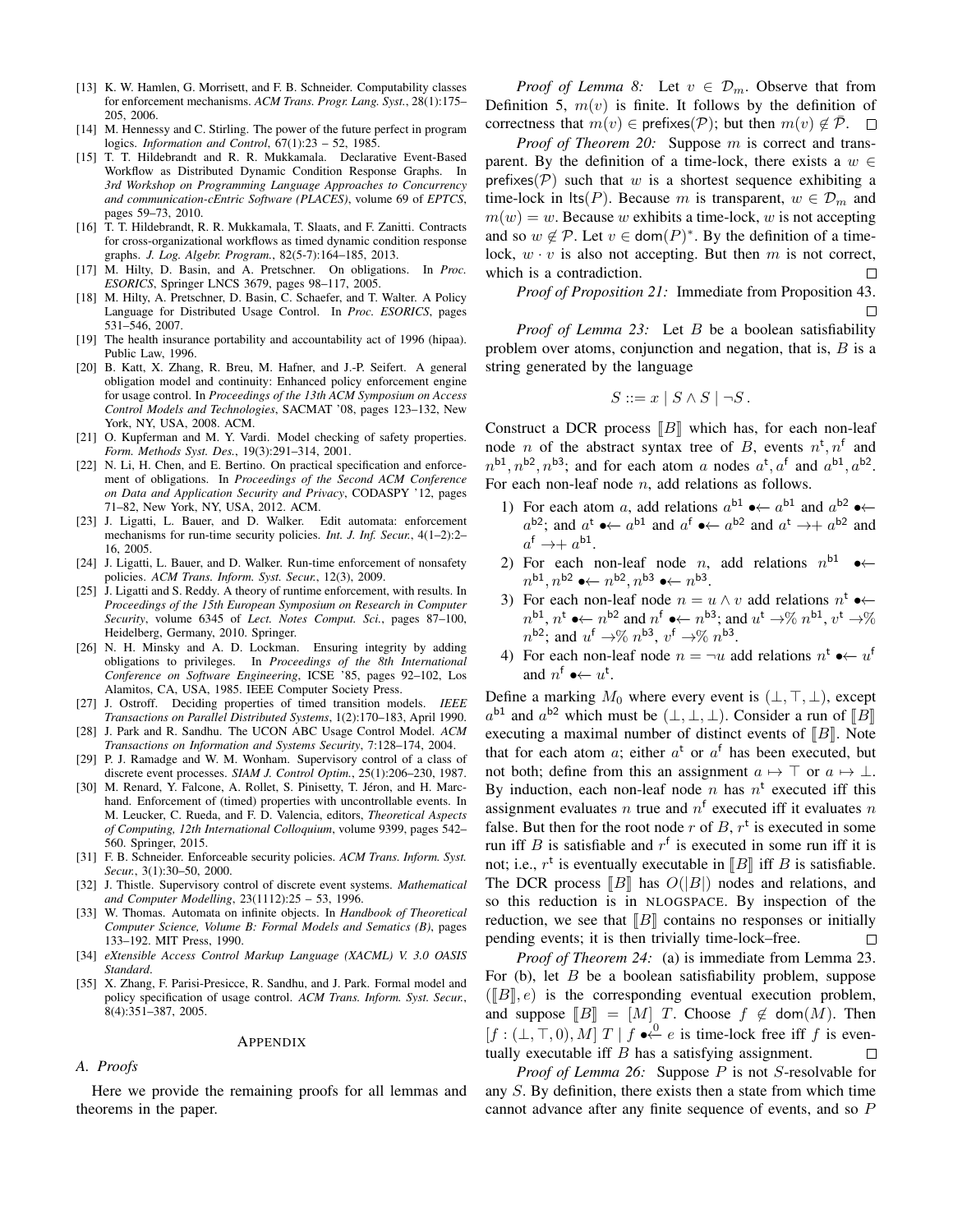[13] K. W. Hamlen, G. Morrisett, and F. B. Schneider. Computability classes for enforcement mechanisms. *ACM Trans. Progr. Lang. Syst.*, 28(1):175–205, 2006.

[14] M. Hennessy and C. Stirling. The power of the future perfect in program logics. *Information and Control*, 67(1):23 – 52, 1985.

[15] T. T. Hildebrandt and R. R. Mukkamala. Declarative Event-Based Workflow as Distributed Dynamic Condition Response Graphs. In *3rd Workshop on Programming Language Approaches to Concurrency and communication-cEntric Software (PLACES)*, volume 69 of *EPTCS*, pages 59–73, 2010.

[16] T. T. Hildebrandt, R. R. Mukkamala, T. Slaats, and F. Zanitti. Contracts for cross-organizational workflows as timed dynamic condition response graphs. *J. Log. Algebr. Program.*, 82(5-7):164–185, 2013.

[17] M. Hilty, D. Basin, and A. Pretschner. On obligations. In *Proc. ESORICS*, Springer LNCS 3679, pages 98–117, 2005.

[18] M. Hilty, A. Pretschner, D. Basin, C. Schaefer, and T. Walter. A Policy Language for Distributed Usage Control. In *Proc. ESORICS*, pages 531–546, 2007.

[19] The health insurance portability and accountability act of 1996 (hipaa). Public Law, 1996.

[20] B. Katt, X. Zhang, R. Breu, M. Hafner, and J.-P. Seifert. A general obligation model and continuity: Enhanced policy enforcement engine for usage control. In *Proceedings of the 13th ACM Symposium on Access Control Models and Technologies*, SACMAT '08, pages 123–132, New York, NY, USA, 2008. ACM.

[21] O. Kupferman and M. Y. Vardi. Model checking of safety properties. *Form. Methods Syst. Des.*, 19(3):291–314, 2001.

[22] N. Li, H. Chen, and E. Bertino. On practical specification and enforcement of obligations. In *Proceedings of the Second ACM Conference on Data and Application Security and Privacy*, CODASPY '12, pages 71–82, New York, NY, USA, 2012. ACM.

[23] J. Ligatti, L. Bauer, and D. Walker. Edit automata: enforcement mechanisms for run-time security policies. *Int. J. Inf. Secur.*, 4(1–2):2–16, 2005.

[24] J. Ligatti, L. Bauer, and D. Walker. Run-time enforcement of nonsafety policies. *ACM Trans. Inform. Syst. Secur.*, 12(3), 2009.

[25] J. Ligatti and S. Reddy. A theory of runtime enforcement, with results. In *Proceedings of the 15th European Symposium on Research in Computer Security*, volume 6345 of *Lect. Notes Comput. Sci.*, pages 87–100, Heidelberg, Germany, 2010. Springer.

[26] N. H. Minsky and A. D. Lockman. Ensuring integrity by adding obligations to privileges. In *Proceedings of the 8th International Conference on Software Engineering*, ICSE '85, pages 92–102, Los Alamitos, CA, USA, 1985. IEEE Computer Society Press.

[27] J. Ostroff. Deciding properties of timed transition models. *IEEE Transactions on Parallel Distributed Systems*, 1(2):170–183, April 1990.

[28] J. Park and R. Sandhu. The UCON ABC Usage Control Model. *ACM Transactions on Information and Systems Security*, 7:128–174, 2004.

[29] P. J. Ramadge and W. M. Wonham. Supervisory control of a class of discrete event processes. *SIAM J. Control Optim.*, 25(1):206–230, 1987.

[30] M. Renard, Y. Falcone, A. Rollet, S. Pinisetty, T. Jéron, and H. Marchand. Enforcement of (timed) properties with uncontrollable events. In M. Leucker, C. Rueda, and F. D. Valencia, editors, *Theoretical Aspects of Computing, 12th International Colloquium*, volume 9399, pages 542–560. Springer, 2015.

[31] F. B. Schneider. Enforceable security policies. *ACM Trans. Inform. Syst. Secur.*, 3(1):30–50, 2000.

[32] J. Thistle. Supervisory control of discrete event systems. *Mathematical and Computer Modelling*, 23(1112):25 – 53, 1996.

[33] W. Thomas. Automata on infinite objects. In *Handbook of Theoretical Computer Science, Volume B: Formal Models and Sematics (B)*, pages 133–192. MIT Press, 1990.

[34] *eXtensible Access Control Markup Language (XACML) V. 3.0 OASIS Standard*.

[35] X. Zhang, F. Parisi-Presicce, R. Sandhu, and J. Park. Formal model and policy specification of usage control. *ACM Trans. Inform. Syst. Secur.*, 8(4):351–387, 2005.

## Appendix

### A. Proofs

Here we provide the remaining proofs for all lemmas and theorems in the paper.

*Proof of Lemma 8:* Let $v \in \mathcal{D}_m$. Observe that from Definition 5, $m(v)$ is finite. It follows by the definition of correctness that $m(v) \in \mathsf{prefixes}(\mathcal{P})$; but then $m(v) \notin \mathcal{P}$. ☐

*Proof of Theorem 20:* Suppose $m$ is correct and transparent. By the definition of a time-lock, there exists a $w \in \mathsf{prefixes}(\mathcal{P})$ such that $w$ is a shortest sequence exhibiting a time-lock in $\mathsf{lts}(P)$. Because $m$ is transparent, $w \in \mathcal{D}_m$ and $m(w) = w$. Because $w$ exhibits a time-lock, $w$ is not accepting and so $w \notin \mathcal{P}$. Let $v \in \mathsf{dom}(P)^*$. By the definition of a time-lock, $w \cdot v$ is also not accepting. But then $m$ is not correct, which is a contradiction. ☐

*Proof of Proposition 21:* Immediate from Proposition 43. ☐

*Proof of Lemma 23:* Let $B$ be a boolean satisfiability problem over atoms, conjunction and negation, that is, $B$ is a string generated by the language

$$S ::= x \mid S \wedge S \mid \neg S\,.$$

Construct a DCR process $[\![B]\!]$ which has, for each non-leaf node $n$ of the abstract syntax tree of $B$, events $n^{\mathsf{t}}, n^{\mathsf{f}}$ and $n^{\mathsf{b1}}, n^{\mathsf{b2}}, n^{\mathsf{b3}}$; and for each atom $a$ nodes $a^{\mathsf{t}}, a^{\mathsf{f}}$ and $a^{\mathsf{b1}}, a^{\mathsf{b2}}$. For each non-leaf node $n$, add relations as follows.

1) For each atom $a$, add relations $a^{\mathsf{b1}} \bullet\!\!\leftarrow a^{\mathsf{b1}}$ and $a^{\mathsf{b2}} \bullet\!\!\leftarrow a^{\mathsf{b2}}$; and $a^{\mathsf{t}} \bullet\!\!\leftarrow a^{\mathsf{b1}}$ and $a^{\mathsf{f}} \bullet\!\!\leftarrow a^{\mathsf{b2}}$ and $a^{\mathsf{t}} \rightarrow\!+\, a^{\mathsf{b2}}$ and $a^{\mathsf{f}} \rightarrow\!+\, a^{\mathsf{b1}}$.
2) For each non-leaf node $n$, add relations $n^{\mathsf{b1}} \bullet\!\!\leftarrow n^{\mathsf{b1}}, n^{\mathsf{b2}} \bullet\!\!\leftarrow n^{\mathsf{b2}}, n^{\mathsf{b3}} \bullet\!\!\leftarrow n^{\mathsf{b3}}$.
3) For each non-leaf node $n = u \wedge v$ add relations $n^{\mathsf{t}} \bullet\!\!\leftarrow n^{\mathsf{b1}}$, $n^{\mathsf{t}} \bullet\!\!\leftarrow n^{\mathsf{b2}}$ and $n^{\mathsf{f}} \bullet\!\!\leftarrow n^{\mathsf{b3}}$; and $u^{\mathsf{t}} \rightarrow\!\%\, n^{\mathsf{b1}}$, $v^{\mathsf{t}} \rightarrow\!\%\, n^{\mathsf{b2}}$; and $u^{\mathsf{f}} \rightarrow\!\%\, n^{\mathsf{b3}}$, $v^{\mathsf{f}} \rightarrow\!\%\, n^{\mathsf{b3}}$.
4) For each non-leaf node $n = \neg u$ add relations $n^{\mathsf{t}} \bullet\!\!\leftarrow u^{\mathsf{f}}$ and $n^{\mathsf{f}} \bullet\!\!\leftarrow u^{\mathsf{t}}$.

Define a marking $M_0$ where every event is $(\bot, \top, \bot)$, except $a^{\mathsf{b1}}$ and $a^{\mathsf{b2}}$ which must be $(\bot, \bot, \bot)$. Consider a run of $[\![B]\!]$ executing a maximal number of distinct events of $[\![B]\!]$. Note that for each atom $a$; either $a^{\mathsf{t}}$ or $a^{\mathsf{f}}$ has been executed, but not both; define from this an assignment $a \mapsto \top$ or $a \mapsto \bot$. By induction, each non-leaf node $n$ has $n^{\mathsf{t}}$ executed iff this assignment evaluates $n$ true and $n^{\mathsf{f}}$ executed iff it evaluates $n$ false. But then for the root node $r$ of $B$, $r^{\mathsf{t}}$ is executed in some run iff $B$ is satisfiable and $r^{\mathsf{f}}$ is executed in some run iff it is not; i.e., $r^{\mathsf{t}}$ is eventually executable in $[\![B]\!]$ iff $B$ is satisfiable. The DCR process $[\![B]\!]$ has $O(|B|)$ nodes and relations, and so this reduction is in NLOGSPACE. By inspection of the reduction, we see that $[\![B]\!]$ contains no responses or initially pending events; it is then trivially time-lock–free. ☐

*Proof of Theorem 24:* (a) is immediate from Lemma 23. For (b), let $B$ be a boolean satisfiability problem, suppose $([\![B]\!], e)$ is the corresponding eventual execution problem, and suppose $[\![B]\!] = [M]\ T$. Choose $f \notin \mathsf{dom}(M)$. Then $[f : (\bot, \top, 0), M]\ T \mid f \bullet\!\!\overset{0}{\leftarrow} e$ is time-lock free iff $f$ is eventually executable iff $B$ has a satisfying assignment. ☐

*Proof of Lemma 26:* Suppose $P$ is not $S$-resolvable for any $S$. By definition, there exists then a state from which time cannot advance after any finite sequence of events, and so $P$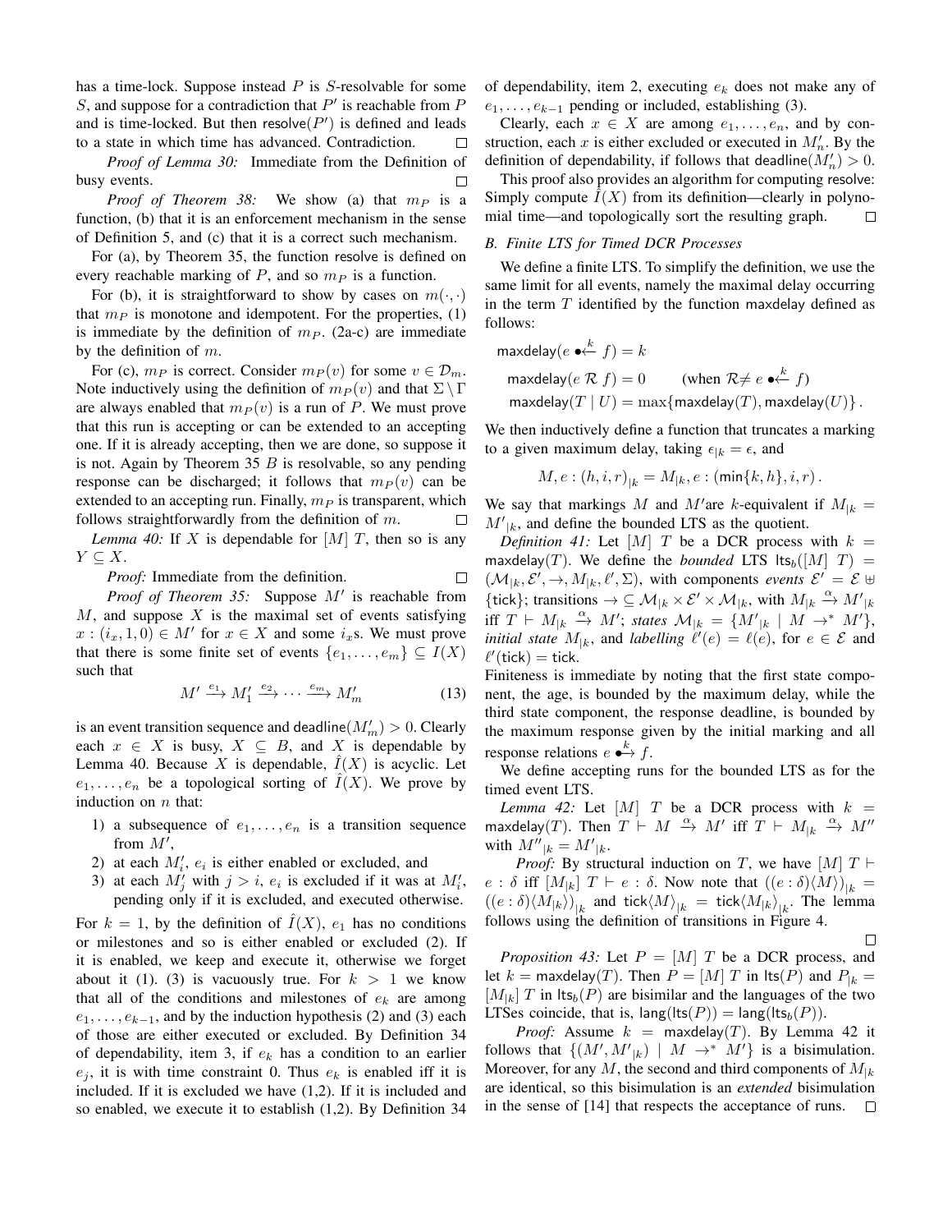has a time-lock. Suppose instead $P$ is $S$-resolvable for some $S$, and suppose for a contradiction that $P'$ is reachable from $P$ and is time-locked. But then $\mathsf{resolve}(P')$ is defined and leads to a state in which time has advanced. Contradiction. $\square$

*Proof of Lemma 30:* Immediate from the Definition of busy events. $\square$

*Proof of Theorem 38:* We show (a) that $m_P$ is a function, (b) that it is an enforcement mechanism in the sense of Definition 5, and (c) that it is a correct such mechanism.

For (a), by Theorem 35, the function resolve is defined on every reachable marking of $P$, and so $m_P$ is a function.

For (b), it is straightforward to show by cases on $m(\cdot,\cdot)$ that $m_P$ is monotone and idempotent. For the properties, (1) is immediate by the definition of $m_P$. (2a-c) are immediate by the definition of $m$.

For (c), $m_P$ is correct. Consider $m_P(v)$ for some $v \in \mathcal{D}_m$. Note inductively using the definition of $m_P(v)$ and that $\Sigma \setminus \Gamma$ are always enabled that $m_P(v)$ is a run of $P$. We must prove that this run is accepting or can be extended to an accepting one. If it is already accepting, then we are done, so suppose it is not. Again by Theorem 35 $B$ is resolvable, so any pending response can be discharged; it follows that $m_P(v)$ can be extended to an accepting run. Finally, $m_P$ is transparent, which follows straightforwardly from the definition of $m$. $\square$

*Lemma 40:* If $X$ is dependable for $[M]\ T$, then so is any $Y \subseteq X$.

*Proof:* Immediate from the definition. $\square$

*Proof of Theorem 35:* Suppose $M'$ is reachable from $M$, and suppose $X$ is the maximal set of events satisfying $x : (i_x, 1, 0) \in M'$ for $x \in X$ and some $i_x$s. We must prove that there is some finite set of events $\{e_1, \dots, e_m\} \subseteq I(X)$ such that

$$M' \xrightarrow{e_1} M'_1 \xrightarrow{e_2} \cdots \xrightarrow{e_m} M'_m \tag{13}$$

is an event transition sequence and $\mathsf{deadline}(M'_m) > 0$. Clearly each $x \in X$ is busy, $X \subseteq B$, and $X$ is dependable by Lemma 40. Because $X$ is dependable, $\hat{I}(X)$ is acyclic. Let $e_1, \dots, e_n$ be a topological sorting of $\hat{I}(X)$. We prove by induction on $n$ that:

1) a subsequence of $e_1, \dots, e_n$ is a transition sequence from $M'$,
2) at each $M'_i$, $e_i$ is either enabled or excluded, and
3) at each $M'_j$ with $j > i$, $e_i$ is excluded if it was at $M'_i$, pending only if it is excluded, and executed otherwise.

For $k = 1$, by the definition of $\hat{I}(X)$, $e_1$ has no conditions or milestones and so is either enabled or excluded (2). If it is enabled, we keep and execute it, otherwise we forget about it (1). (3) is vacuously true. For $k > 1$ we know that all of the conditions and milestones of $e_k$ are among $e_1, \dots, e_{k-1}$, and by the induction hypothesis (2) and (3) each of those are either executed or excluded. By Definition 34 of dependability, item 3, if $e_k$ has a condition to an earlier $e_j$, it is with time constraint 0. Thus $e_k$ is enabled iff it is included. If it is excluded we have (1,2). If it is included and so enabled, we execute it to establish (1,2). By Definition 34 of dependability, item 2, executing $e_k$ does not make any of $e_1, \dots, e_{k-1}$ pending or included, establishing (3).

Clearly, each $x \in X$ are among $e_1, \dots, e_n$, and by construction, each $x$ is either excluded or executed in $M'_n$. By the definition of dependability, if follows that $\mathsf{deadline}(M'_n) > 0$.

This proof also provides an algorithm for computing resolve: Simply compute $\hat{I}(X)$ from its definition—clearly in polynomial time—and topologically sort the resulting graph. $\square$

### B. Finite LTS for Timed DCR Processes

We define a finite LTS. To simplify the definition, we use the same limit for all events, namely the maximal delay occurring in the term $T$ identified by the function maxdelay defined as follows:

$$\begin{aligned}
&\mathsf{maxdelay}(e \bullet\!\!\xleftarrow{k} f) = k\\
&\mathsf{maxdelay}(e\ \mathcal{R}\ f) = 0 \qquad \text{(when } \mathcal{R} \neq e \bullet\!\!\xleftarrow{k} f\text{)}\\
&\mathsf{maxdelay}(T \mid U) = \max\{\mathsf{maxdelay}(T), \mathsf{maxdelay}(U)\}\,.
\end{aligned}$$

We then inductively define a function that truncates a marking to a given maximum delay, taking $\epsilon_{|k} = \epsilon$, and

$$M, e : (h, i, r)_{|k} = M_{|k}, e : (\mathsf{min}\{k, h\}, i, r)\,.$$

We say that markings $M$ and $M'$are $k$-equivalent if $M_{|k} = {M'}_{|k}$, and define the bounded LTS as the quotient.

*Definition 41:* Let $[M]\ T$ be a DCR process with $k = \mathsf{maxdelay}(T)$. We define the *bounded* LTS $\mathsf{lts}_b([M]\ T) = (\mathcal{M}_{|k}, \mathcal{E}', \rightarrow, M_{|k}, \ell', \Sigma)$, with components *events* $\mathcal{E}' = \mathcal{E} \uplus \{\mathsf{tick}\}$; transitions $\rightarrow \subseteq \mathcal{M}_{|k} \times \mathcal{E}' \times \mathcal{M}_{|k}$, with $M_{|k} \xrightarrow{\alpha} {M'}_{|k}$ iff $T \vdash M_{|k} \xrightarrow{\alpha} M'$; *states* $\mathcal{M}_{|k} = \{{M'}_{|k} \mid M \rightarrow^* M'\}$, *initial state* $M_{|k}$, and *labelling* $\ell'(e) = \ell(e)$, for $e \in \mathcal{E}$ and $\ell'(\mathsf{tick}) = \mathsf{tick}$.

Finiteness is immediate by noting that the first state component, the age, is bounded by the maximum delay, while the third state component, the response deadline, is bounded by the maximum response given by the initial marking and all response relations $e \bullet\!\!\xrightarrow{k} f$.

We define accepting runs for the bounded LTS as for the timed event LTS.

*Lemma 42:* Let $[M]\ T$ be a DCR process with $k = \mathsf{maxdelay}(T)$. Then $T \vdash M \xrightarrow{\alpha} M'$ iff $T \vdash M_{|k} \xrightarrow{\alpha} M''$ with ${M''}_{|k} = {M'}_{|k}$.

*Proof:* By structural induction on $T$, we have $[M]\ T \vdash e : \delta$ iff $[M_{|k}]\ T \vdash e : \delta$. Now note that $\left((e : \delta)\langle M \rangle\right)_{|k} = \left((e : \delta)\langle M_{|k} \rangle\right)_{|k}$ and $\mathsf{tick}\langle M \rangle_{|k} = \mathsf{tick}\langle M_{|k} \rangle_{|k}$. The lemma follows using the definition of transitions in Figure 4. $\square$

*Proposition 43:* Let $P = [M]\ T$ be a DCR process, and let $k = \mathsf{maxdelay}(T)$. Then $P = [M]\ T$ in $\mathsf{lts}(P)$ and $P_{|k} = [M_{|k}]\ T$ in $\mathsf{lts}_b(P)$ are bisimilar and the languages of the two LTSes coincide, that is, $\mathsf{lang}(\mathsf{lts}(P)) = \mathsf{lang}(\mathsf{lts}_b(P))$.

*Proof:* Assume $k = \mathsf{maxdelay}(T)$. By Lemma 42 it follows that $\{(M', {M'}_{|k}) \mid M \rightarrow^* M'\}$ is a bisimulation. Moreover, for any $M$, the second and third components of $M_{|k}$ are identical, so this bisimulation is an *extended* bisimulation in the sense of [14] that respects the acceptance of runs. $\square$